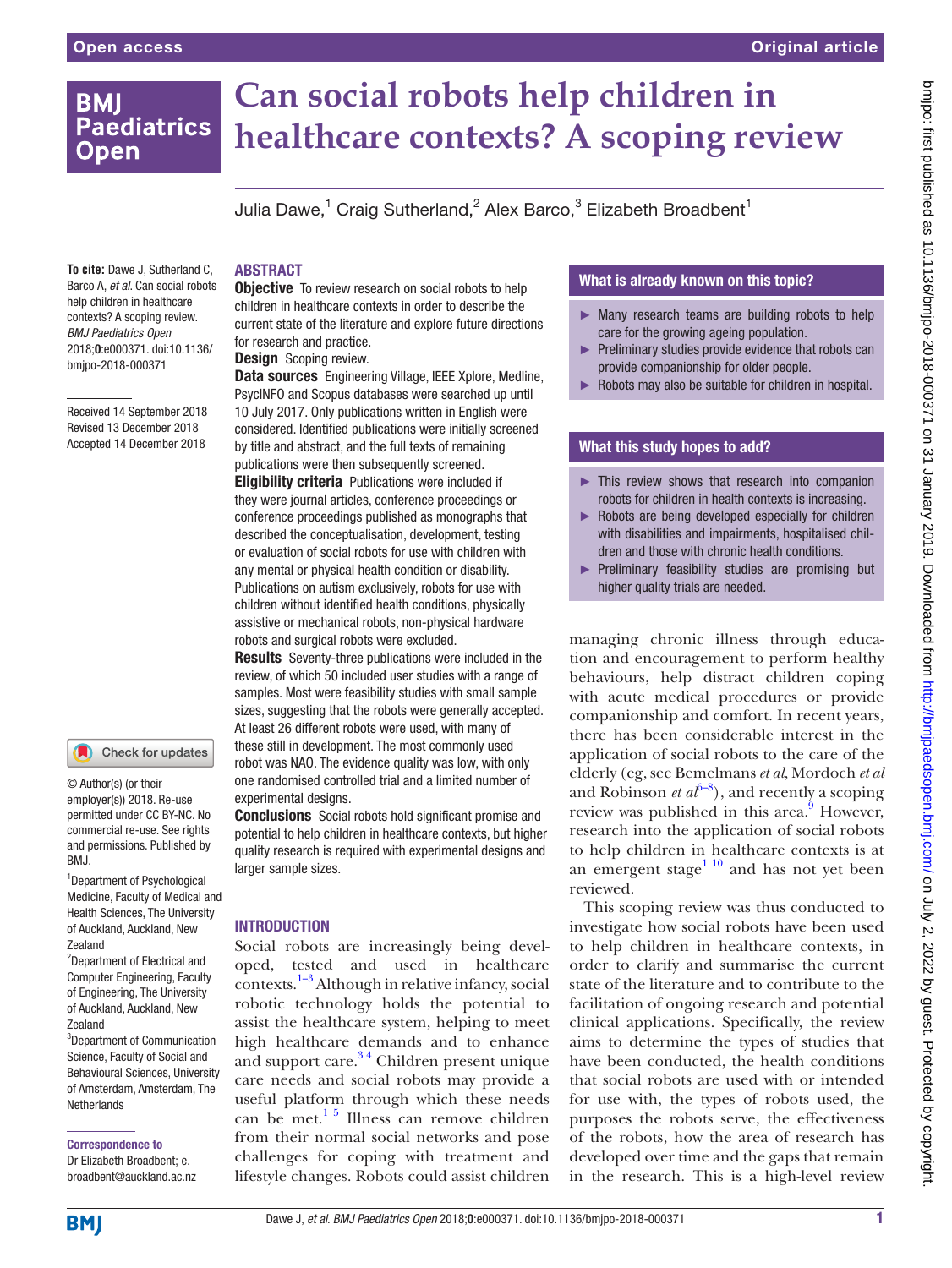Open access

Original article

# Can social robots help children in healthcare contexts? A scoping review

Julia Dawe,[1] Craig Sutherland,[2] Alex Barco,[3] Elizabeth Broadbent[1]

**To cite:** Dawe J, Sutherland C, Barco A, *et al*. Can social robots help children in healthcare contexts? A scoping review. *BMJ Paediatrics Open* 2018;**0**:e000371. doi:10.1136/bmjpo-2018-000371

Received 14 September 2018
Revised 13 December 2018
Accepted 14 December 2018

© Author(s) (or their employer(s)) 2018. Re-use permitted under CC BY-NC. No commercial re-use. See rights and permissions. Published by BMJ.

[1]Department of Psychological Medicine, Faculty of Medical and Health Sciences, The University of Auckland, Auckland, New Zealand
[2]Department of Electrical and Computer Engineering, Faculty of Engineering, The University of Auckland, Auckland, New Zealand
[3]Department of Communication Science, Faculty of Social and Behavioural Sciences, University of Amsterdam, Amsterdam, The Netherlands

**Correspondence to**
Dr Elizabeth Broadbent; e.broadbent@auckland.ac.nz

## ABSTRACT

**Objective** To review research on social robots to help children in healthcare contexts in order to describe the current state of the literature and explore future directions for research and practice.

**Design** Scoping review.

**Data sources** Engineering Village, IEEE Xplore, Medline, PsycINFO and Scopus databases were searched up until 10 July 2017. Only publications written in English were considered. Identified publications were initially screened by title and abstract, and the full texts of remaining publications were then subsequently screened.

**Eligibility criteria** Publications were included if they were journal articles, conference proceedings or conference proceedings published as monographs that described the conceptualisation, development, testing or evaluation of social robots for use with children with any mental or physical health condition or disability. Publications on autism exclusively, robots for use with children without identified health conditions, physically assistive or mechanical robots, non-physical hardware robots and surgical robots were excluded.

**Results** Seventy-three publications were included in the review, of which 50 included user studies with a range of samples. Most were feasibility studies with small sample sizes, suggesting that the robots were generally accepted. At least 26 different robots were used, with many of these still in development. The most commonly used robot was NAO. The evidence quality was low, with only one randomised controlled trial and a limited number of experimental designs.

**Conclusions** Social robots hold significant promise and potential to help children in healthcare contexts, but higher quality research is required with experimental designs and larger sample sizes.

### What is already known on this topic?

- Many research teams are building robots to help care for the growing ageing population.
- Preliminary studies provide evidence that robots can provide companionship for older people.
- Robots may also be suitable for children in hospital.

### What this study hopes to add?

- This review shows that research into companion robots for children in health contexts is increasing.
- Robots are being developed especially for children with disabilities and impairments, hospitalised children and those with chronic health conditions.
- Preliminary feasibility studies are promising but higher quality trials are needed.

## INTRODUCTION

Social robots are increasingly being developed, tested and used in healthcare contexts.[1–3] Although in relative infancy, social robotic technology holds the potential to assist the healthcare system, helping to meet high healthcare demands and to enhance and support care.[3,4] Children present unique care needs and social robots may provide a useful platform through which these needs can be met.[1,5] Illness can remove children from their normal social networks and pose challenges for coping with treatment and lifestyle changes. Robots could assist children managing chronic illness through education and encouragement to perform healthy behaviours, help distract children coping with acute medical procedures or provide companionship and comfort. In recent years, there has been considerable interest in the application of social robots to the care of the elderly (eg, see Bemelmans *et al*, Mordoch *et al* and Robinson *et al*[6–8]), and recently a scoping review was published in this area.[9] However, research into the application of social robots to help children in healthcare contexts is at an emergent stage[1,10] and has not yet been reviewed.

This scoping review was thus conducted to investigate how social robots have been used to help children in healthcare contexts, in order to clarify and summarise the current state of the literature and to contribute to the facilitation of ongoing research and potential clinical applications. Specifically, the review aims to determine the types of studies that have been conducted, the health conditions that social robots are used with or intended for use with, the types of robots used, the purposes the robots serve, the effectiveness of the robots, how the area of research has developed over time and the gaps that remain in the research. This is a high-level review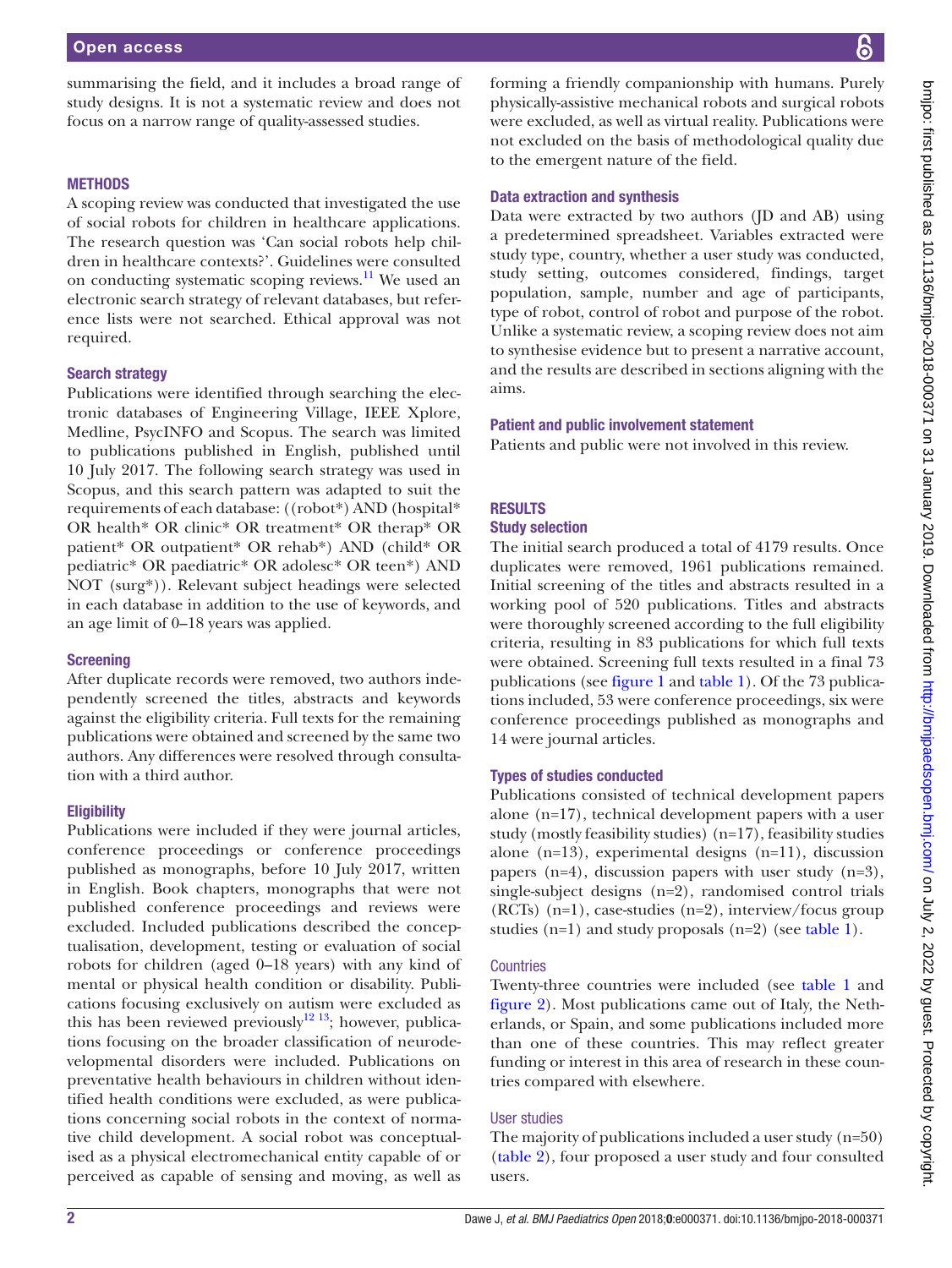summarising the field, and it includes a broad range of study designs. It is not a systematic review and does not focus on a narrow range of quality-assessed studies.

## METHODS

A scoping review was conducted that investigated the use of social robots for children in healthcare applications. The research question was 'Can social robots help children in healthcare contexts?'. Guidelines were consulted on conducting systematic scoping reviews.[11] We used an electronic search strategy of relevant databases, but reference lists were not searched. Ethical approval was not required.

### Search strategy

Publications were identified through searching the electronic databases of Engineering Village, IEEE Xplore, Medline, PsycINFO and Scopus. The search was limited to publications published in English, published until 10 July 2017. The following search strategy was used in Scopus, and this search pattern was adapted to suit the requirements of each database: ((robot*) AND (hospital* OR health* OR clinic* OR treatment* OR therap* OR patient* OR outpatient* OR rehab*) AND (child* OR pediatric* OR paediatric* OR adolesc* OR teen*) AND NOT (surg*)). Relevant subject headings were selected in each database in addition to the use of keywords, and an age limit of 0–18 years was applied.

### Screening

After duplicate records were removed, two authors independently screened the titles, abstracts and keywords against the eligibility criteria. Full texts for the remaining publications were obtained and screened by the same two authors. Any differences were resolved through consultation with a third author.

### Eligibility

Publications were included if they were journal articles, conference proceedings or conference proceedings published as monographs, before 10 July 2017, written in English. Book chapters, monographs that were not published conference proceedings and reviews were excluded. Included publications described the conceptualisation, development, testing or evaluation of social robots for children (aged 0–18 years) with any kind of mental or physical health condition or disability. Publications focusing exclusively on autism were excluded as this has been reviewed previously[12 13]; however, publications focusing on the broader classification of neurodevelopmental disorders were included. Publications on preventative health behaviours in children without identified health conditions were excluded, as were publications concerning social robots in the context of normative child development. A social robot was conceptualised as a physical electromechanical entity capable of or perceived as capable of sensing and moving, as well as forming a friendly companionship with humans. Purely physically-assistive mechanical robots and surgical robots were excluded, as well as virtual reality. Publications were not excluded on the basis of methodological quality due to the emergent nature of the field.

### Data extraction and synthesis

Data were extracted by two authors (JD and AB) using a predetermined spreadsheet. Variables extracted were study type, country, whether a user study was conducted, study setting, outcomes considered, findings, target population, sample, number and age of participants, type of robot, control of robot and purpose of the robot. Unlike a systematic review, a scoping review does not aim to synthesise evidence but to present a narrative account, and the results are described in sections aligning with the aims.

### Patient and public involvement statement

Patients and public were not involved in this review.

## RESULTS

### Study selection

The initial search produced a total of 4179 results. Once duplicates were removed, 1961 publications remained. Initial screening of the titles and abstracts resulted in a working pool of 520 publications. Titles and abstracts were thoroughly screened according to the full eligibility criteria, resulting in 83 publications for which full texts were obtained. Screening full texts resulted in a final 73 publications (see figure 1 and table 1). Of the 73 publications included, 53 were conference proceedings, six were conference proceedings published as monographs and 14 were journal articles.

### Types of studies conducted

Publications consisted of technical development papers alone (n=17), technical development papers with a user study (mostly feasibility studies) (n=17), feasibility studies alone (n=13), experimental designs (n=11), discussion papers (n=4), discussion papers with user study (n=3), single-subject designs (n=2), randomised control trials (RCTs) (n=1), case-studies (n=2), interview/focus group studies (n=1) and study proposals (n=2) (see table 1).

### Countries

Twenty-three countries were included (see table 1 and figure 2). Most publications came out of Italy, the Netherlands, or Spain, and some publications included more than one of these countries. This may reflect greater funding or interest in this area of research in these countries compared with elsewhere.

### User studies

The majority of publications included a user study (n=50) (table 2), four proposed a user study and four consulted users.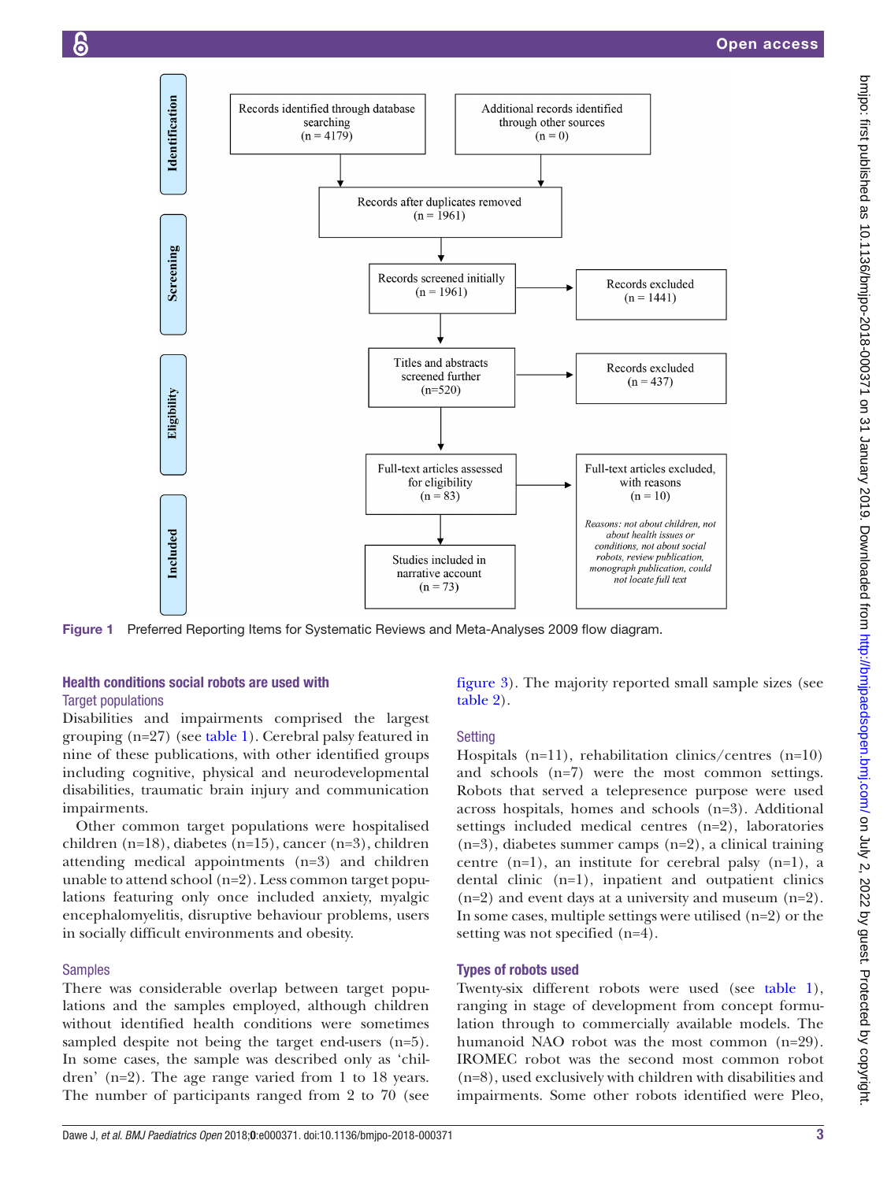Figure 1 Preferred Reporting Items for Systematic Reviews and Meta-Analyses 2009 flow diagram.

## Health conditions social robots are used with

### Target populations

Disabilities and impairments comprised the largest grouping (n=27) (see table 1). Cerebral palsy featured in nine of these publications, with other identified groups including cognitive, physical and neurodevelopmental disabilities, traumatic brain injury and communication impairments.

Other common target populations were hospitalised children (n=18), diabetes (n=15), cancer (n=3), children attending medical appointments (n=3) and children unable to attend school (n=2). Less common target populations featuring only once included anxiety, myalgic encephalomyelitis, disruptive behaviour problems, users in socially difficult environments and obesity.

### Samples

There was considerable overlap between target populations and the samples employed, although children without identified health conditions were sometimes sampled despite not being the target end-users (n=5). In some cases, the sample was described only as 'children' (n=2). The age range varied from 1 to 18 years. The number of participants ranged from 2 to 70 (see figure 3). The majority reported small sample sizes (see table 2).

### Setting

Hospitals (n=11), rehabilitation clinics/centres (n=10) and schools (n=7) were the most common settings. Robots that served a telepresence purpose were used across hospitals, homes and schools (n=3). Additional settings included medical centres (n=2), laboratories (n=3), diabetes summer camps (n=2), a clinical training centre (n=1), an institute for cerebral palsy (n=1), a dental clinic (n=1), inpatient and outpatient clinics (n=2) and event days at a university and museum (n=2). In some cases, multiple settings were utilised (n=2) or the setting was not specified (n=4).

## Types of robots used

Twenty-six different robots were used (see table 1), ranging in stage of development from concept formulation through to commercially available models. The humanoid NAO robot was the most common (n=29). IROMEC robot was the second most common robot (n=8), used exclusively with children with disabilities and impairments. Some other robots identified were Pleo,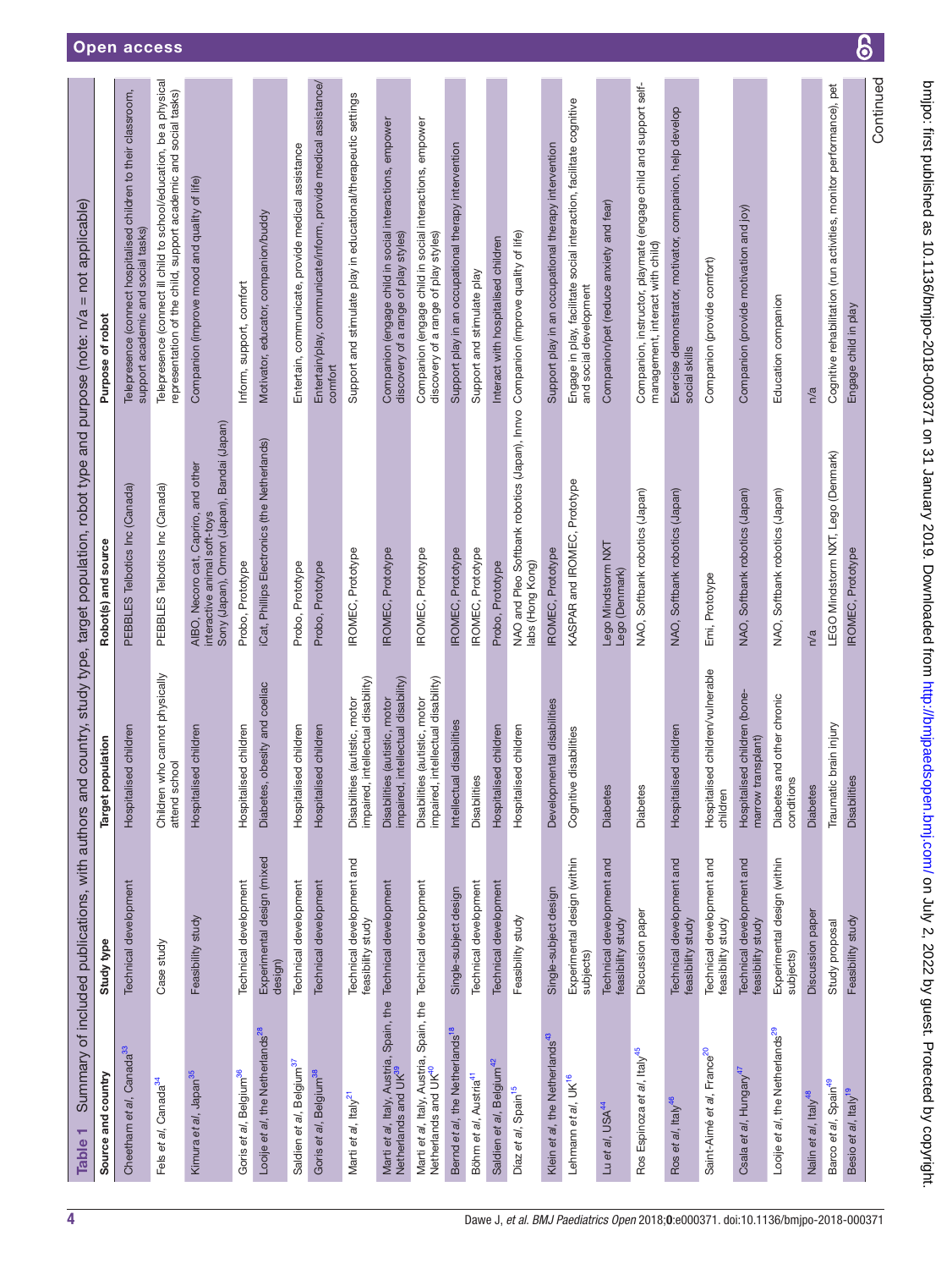**Table 1** Summary of included publications, with authors and country, study type, target population, robot type and purpose (note: n/a = not applicable)

| Source and country | Study type | Target population | Robot(s) and source | Purpose of robot |
|---|---|---|---|---|
| Cheetham *et al*, Canada[33] | Technical development | Hospitalised children | PEBBLES Telbotics Inc (Canada) | Telepresence (connect hospitalised children to their classroom, support academic and social tasks) |
| Fels *et al*, Canada[34] | Case study | Children who cannot physically attend school | PEBBLES Telbotics Inc (Canada) | Telepresence (connect ill child to school/education, be a physical representation of the child, support academic and social tasks) |
| Kimura *et al*, Japan[35] | Feasibility study | Hospitalised children | AIBO, Necoro cat, Capriro, and other interactive animal soft-toys Sony (Japan), Omron (Japan), Bandai (Japan) | Companion (improve mood and quality of life) |
| Goris *et al*, Belgium[36] | Technical development | Hospitalised children | Probo, Prototype | Inform, support, comfort |
| Looije *et al*, the Netherlands[28] | Experimental design (mixed design) | Diabetes, obesity and coeliac | iCat, Phillips Electronics (the Netherlands) | Motivator, educator, companion/buddy |
| Saldien *et al*, Belgium[37] | Technical development | Hospitalised children | Probo, Prototype | Entertain, communicate, provide medical assistance |
| Goris *et al*, Belgium[38] | Technical development | Hospitalised children | Probo, Prototype | Entertain/play, communicate/inform, provide medical assistance/comfort |
| Marti *et al*, Italy[21] | Technical development and feasibility study | Disabilities (autistic, motor impaired, intellectual disability) | IROMEC, Prototype | Support and stimulate play in educational/therapeutic settings |
| Marti *et al*, Italy, Austria, Spain, the Netherlands and UK[39] | Technical development | Disabilities (autistic, motor impaired, intellectual disability) | IROMEC, Prototype | Companion (engage child in social interactions, empower discovery of a range of play styles) |
| Marti *et al*, Italy, Austria, Spain, the Netherlands and UK[40] | Technical development | Disabilities (autistic, motor impaired, intellectual disability) | IROMEC, Prototype | Companion (engage child in social interactions, empower discovery of a range of play styles) |
| Bernd *et al*, the Netherlands[18] | Single-subject design | Intellectual disabilities | IROMEC, Prototype | Support play in an occupational therapy intervention |
| Böhm *et al*, Austria[41] | Technical development | Disabilities | IROMEC, Prototype | Support and stimulate play |
| Saldien *et al*, Belgium[42] | Technical development | Hospitalised children | Probo, Prototype | Interact with hospitalised children |
| Diaz *et al*, Spain[15] | Feasibility study | Hospitalised children | NAO and Pleo Softbank robotics (Japan), Innvo labs (Hong Kong) | Companion (improve quality of life) |
| Klein *et al*, the Netherlands[43] | Single-subject design | Developmental disabilities | IROMEC, Prototype | Support play in an occupational therapy intervention |
| Lehmann *et al*, UK[16] | Experimental design (within subjects) | Cognitive disabilities | KASPAR and IROMEC, Prototype | Engage in play, facilitate social interaction, facilitate cognitive and social development |
| Lu *et al*, USA[44] | Technical development and feasibility study | Diabetes | Lego Mindstorm NXT Lego (Denmark) | Companion/pet (reduce anxiety and fear) |
| Ros Espinoza *et al*, Italy[45] | Discussion paper | Diabetes | NAO, Softbank robotics (Japan) | Companion, instructor, playmate (engage child and support self-management, interact with child) |
| Ros *et al*, Italy[46] | Technical development and feasibility study | Hospitalised children | NAO, Softbank robotics (Japan) | Exercise demonstrator, motivator, companion, help develop social skills |
| Saint-Aimé *et al*, France[20] | Technical development and feasibility study | Hospitalised children/vulnerable children | Emi, Prototype | Companion (provide comfort) |
| Csala *et al*, Hungary[47] | Technical development and feasibility study | Hospitalised children (bone-marrow transplant) | NAO, Softbank robotics (Japan) | Companion (provide motivation and joy) |
| Looije *et al*, the Netherlands[29] | Experimental design (within subjects) | Diabetes and other chronic conditions | NAO, Softbank robotics (Japan) | Education companion |
| Nalin *et al*, Italy[48] | Discussion paper | Diabetes | n/a | n/a |
| Barco *et al*, Spain[49] | Study proposal | Traumatic brain injury | LEGO Mindstorm NXT, Lego (Denmark) | Cognitive rehabilitation (run activities, monitor performance), pet |
| Besio *et al*, Italy[19] | Feasibility study | Disabilities | IROMEC, Prototype | Engage child in play |

Continued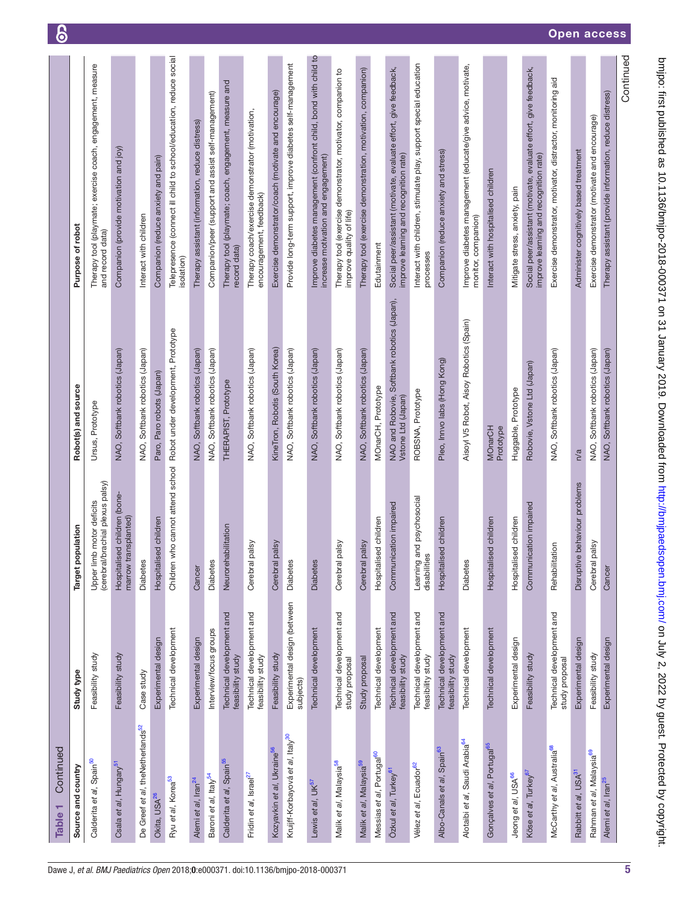**Table 1** Continued

| Source and country | Study type | Target population | Robot(s) and source | Purpose of robot |
|---|---|---|---|---|
| Calderita *et al*, Spain[50] | Feasibility study | Upper limb motor deficits (cerebral/brachial plexus palsy) | Ursus, Prototype | Therapy tool (playmate; exercise coach, engagement, measure and record data) |
| Csala *et al*, Hungary[51] | Feasibility study | Hospitalised children (bone-marrow transplanted) | NAO, Softbank robotics (Japan) | Companion (provide motivation and joy) |
| De Greef *et al*, theNetherlands[52] | Case study | Diabetes | NAO, Softbank robotics (Japan) | Interact with children |
| Okita, USA[26] | Experimental design | Hospitalised children | Paro, Paro robots (Japan) | Companion (reduce anxiety and pain) |
| Ryu *et al*, Korea[53] | Technical development | Children who cannot attend school | Robot under development, Prototype | Telepresence (connect ill child to school/education, reduce social isolation) |
| Alemi *et al*, Iran[24] | Experimental design | Cancer | NAO, Softbank robotics (Japan) | Therapy assistant (information, reduce distress) |
| Baroni *et al*, Italy[54] | Interview/focus groups | Diabetes | NAO, Softbank robotics (Japan) | Companion/peer (support and assist self-management) |
| Calderita *et al*, Spain[55] | Technical development and feasibility study | Neurorehabilitation | THERAPIST, Prototype | Therapy tool (playmate; coach, engagement, measure and record data) |
| Fridin *et al*, Israel[27] | Technical development and feasibility study | Cerebral palsy | NAO, Softbank robotics (Japan) | Therapy coach/exercise demonstrator (motivation, encouragement, feedback) |
| Kozyavkin *et al*, Ukraine[56] | Feasibility study | Cerebral palsy | KineTron, Robotis (South Korea) | Exercise demonstrator/coach (motivate and encourage) |
| Kruijff-Korbayová *et al*, Italy[30] | Experimental design (between subjects) | Diabetes | NAO, Softbank robotics (Japan) | Provide long-term support, improve diabetes self-management |
| Lewis *et al*, UK[57] | Technical development | Diabetes | NAO, Softbank robotics (Japan) | Improve diabetes management (confront child, bond with child to increase motivation and engagement) |
| Malik *et al*, Malaysia[58] | Technical development and study proposal | Cerebral palsy | NAO, Softbank robotics (Japan) | Therapy tool (exercise demonstrator, motivator, companion to improve quality of life) |
| Malik *et al*, Malaysia[59] | Study proposal | Cerebral palsy | NAO, Softbank robotics (Japan) | Therapy tool (exercise demonstration, motivation, companion) |
| Messias *et al*, Portugal[60] | Technical development | Hospitalised children | MOnarCH, Prototype | Edutainment |
| Özkul *et al*, Turkey[61] | Technical development and feasibility study | Communication impaired | NAO and Robovie, Softbank robotics (Japan), Vstone Ltd (Japan) | Social peer/assistant (motivate, evaluate effort, give feedback, improve learning and recognition rate) |
| Vélez *et al*, Ecuador[62] | Technical development and feasibility study | Learning and psychosocial disabilities | ROBSNA, Prototype | Interact with children, stimulate play, support special education processes |
| Albo-Canals *et al*, Spain[63] | Technical development and feasibility study | Hospitalised children | Pleo, Innvo labs (Hong Kong) | Companion (reduce anxiety and stress) |
| Alotaibi *et al*, Saudi Arabia[64] | Technical development | Diabetes | Aisoy V5 Robot, Aisoy Robotics (Spain) | Improve diabetes management (educate/give advice, motivate, monitor, companion) |
| Gonçalves *et al*, Portugal[65] | Technical development | Hospitalised children | MOnarCH Prototype | Interact with hospitalised children |
| Jeong *et al*, USA[66] | Experimental design | Hospitalised children | Huggable, Prototype | Mitigate stress, anxiety, pain |
| Köse *et al*, Turkey[67] | Feasibility study | Communication impaired | Robovie, Vstone Ltd (Japan) | Social peer/assistant (motivate, evaluate effort, give feedback, improve learning and recognition rate) |
| McCarthy *et al*, Australia[68] | Technical development and study proposal | Rehabilitation | NAO, Softbank robotics (Japan) | Exercise demonstrator, motivator, distractor, monitoring aid |
| Rabbitt *et al*, USA[31] | Experimental design | Disruptive behaviour problems | n/a | Administer cognitively based treatment |
| Rahman *et al*, Malaysia[69] | Feasibility study | Cerebral palsy | NAO, Softbank robotics (Japan) | Exercise demonstrator (motivate and encourage) |
| Alemi *et al*, Iran[25] | Experimental design | Cancer | NAO, Softbank robotics (Japan) | Therapy assistant (provide information, reduce distress) |

Continued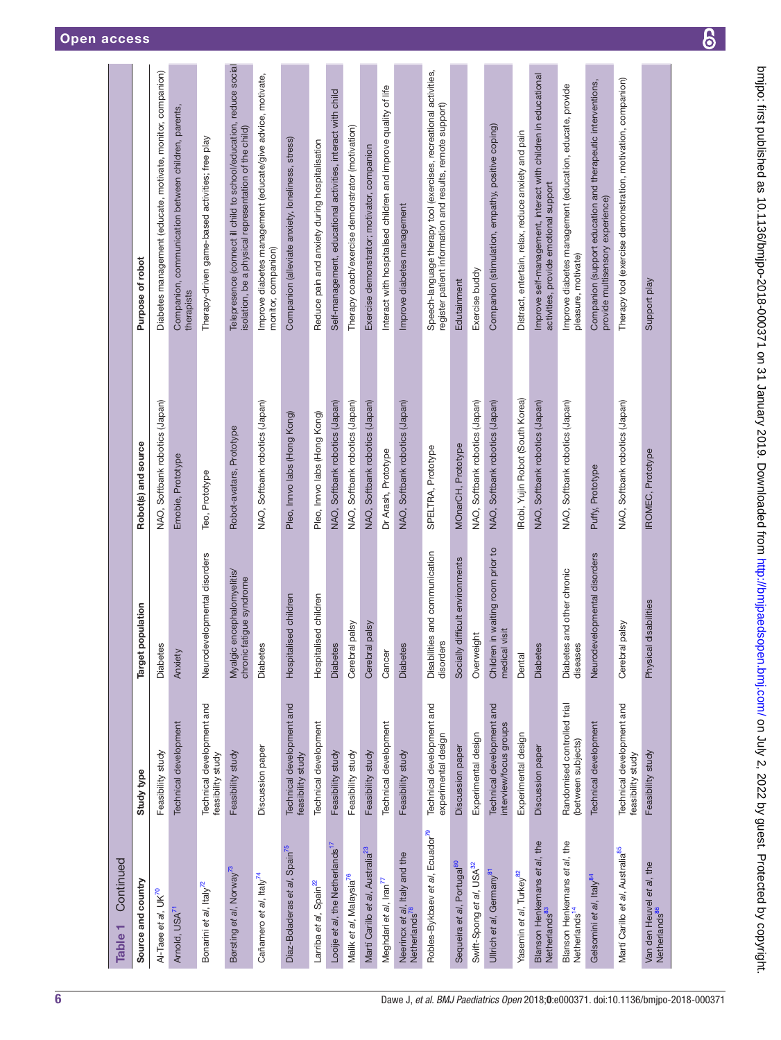**Table 1** Continued

| Source and country | Study type | Target population | Robot(s) and source | Purpose of robot |
|---|---|---|---|---|
| Al-Taee *et al*, UK[70] | Feasibility study | Diabetes | NAO, Softbank robotics (Japan) | Diabetes management (educate, motivate, monitor, companion) |
| Arnold, USA[71] | Technical development | Anxiety | Emobie, Prototype | Companion, communication between children, parents, therapists |
| Bonarini *et al*, Italy[72] | Technical development and feasibility study | Neurodevelopmental disorders | Teo, Prototype | Therapy-driven game-based activities; free play |
| Børsting *et al*, Norway[73] | Feasibility study | Myalgic encephalomyelitis/chronic fatigue syndrome | Robot-avatars, Prototype | Telepresence (connect ill child to school/education, reduce social isolation, be a physical representation of the child) |
| Cañamero *et al*, Italy[74] | Discussion paper | Diabetes | NAO, Softbank robotics (Japan) | Improve diabetes management (educate/give advice, motivate, monitor, companion) |
| Diaz-Boladeras *et al*, Spain[75] | Technical development and feasibility study | Hospitalised children | Pleo, Innvo labs (Hong Kong) | Companion (alleviate anxiety, loneliness, stress) |
| Larriba *et al*, Spain[22] | Technical development | Hospitalised children | Pleo, Innvo labs (Hong Kong) | Reduce pain and anxiety during hospitalisation |
| Looije *et al*, the Netherlands[17] | Feasibility study | Diabetes | NAO, Softbank robotics (Japan) | Self-management, educational activities, interact with child |
| Malik *et al*, Malaysia[76] | Feasibility study | Cerebral palsy | NAO, Softbank robotics (Japan) | Therapy coach/exercise demonstrator (motivation) |
| Martí Carillo *et al*, Australia[23] | Feasibility study | Cerebral palsy | NAO, Softbank robotics (Japan) | Exercise demonstrator; motivator, companion |
| Meghdari *et al*, Iran[77] | Technical development | Cancer | Dr Arash, Prototype | Interact with hospitalised children and improve quality of life |
| Neerincx *et al*, Italy and the Netherlands[78] | Feasibility study | Diabetes | NAO, Softbank robotics (Japan) | Improve diabetes management |
| Robles-Bykbaev *et al*, Ecuador[79] | Technical development and experimental design | Disabilities and communication disorders | SPELTRA, Prototype | Speech-language therapy tool (exercises, recreational activities, register patient information and results, remote support) |
| Sequeira *et al*, Portugal[80] | Discussion paper | Socially difficult environments | MOnarCH, Prototype | Edutainment |
| Swift-Spong *et al*, USA[32] | Experimental design | Overweight | NAO, Softbank robotics (Japan) | Exercise buddy |
| Ullrich *et al*, Germany[81] | Technical development and interview/focus groups | Children in waiting room prior to medical visit | NAO, Softbank robotics (Japan) | Companion (stimulation, empathy, positive coping) |
| Yasemin *et al*, Turkey[82] | Experimental design | Dental | IRobi, Yujin Robot (South Korea) | Distract, entertain, relax, reduce anxiety and pain |
| Blanson Henkemans *et al*, the Netherlands[83] | Discussion paper | Diabetes | NAO, Softbank robotics (Japan) | Improve self-management, interact with children in educational activities, provide emotional support |
| Blanson Henkemans *et al*, the Netherlands[14] | Randomised controlled trial (between subjects) | Diabetes and other chronic diseases | NAO, Softbank robotics (Japan) | Improve diabetes management (education, educate, provide pleasure, motivate) |
| Gelsomini *et al*, Italy[84] | Technical development | Neurodevelopmental disorders | Puffy, Prototype | Companion (support education and therapeutic interventions, provide multisensory experience) |
| Martí Carillo *et al*, Australia[85] | Technical development and feasibility study | Cerebral palsy | NAO, Softbank robotics (Japan) | Therapy tool (exercise demonstration, motivation, companion) |
| Van den Heuvel *et al*, the Netherlands[86] | Feasibility study | Physical disabilities | IROMEC, Prototype | Support play |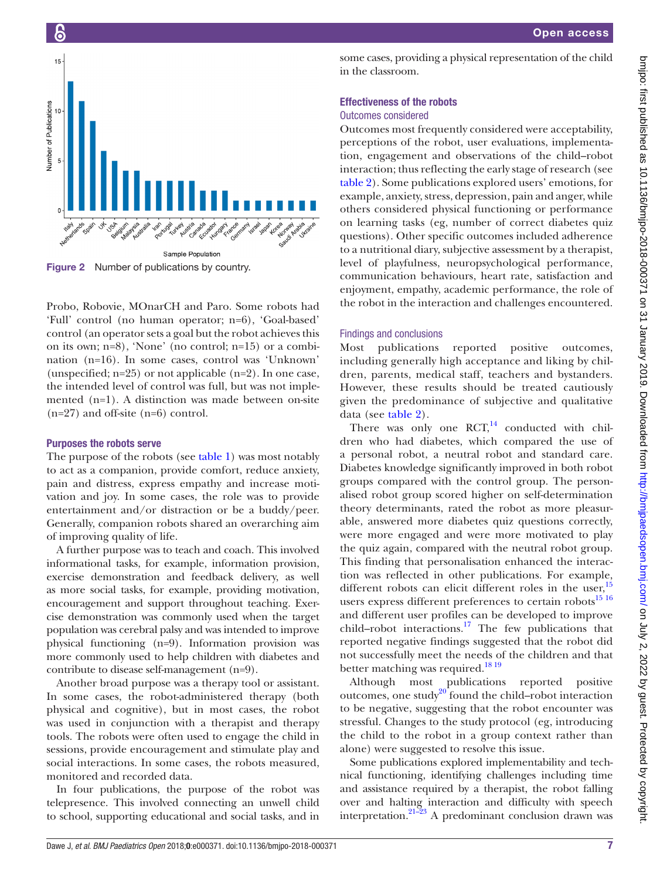Figure 2 Number of publications by country.

Probo, Robovie, MOnarCH and Paro. Some robots had 'Full' control (no human operator; n=6), 'Goal-based' control (an operator sets a goal but the robot achieves this on its own; n=8), 'None' (no control; n=15) or a combination (n=16). In some cases, control was 'Unknown' (unspecified; n=25) or not applicable (n=2). In one case, the intended level of control was full, but was not implemented (n=1). A distinction was made between on-site (n=27) and off-site (n=6) control.

### Purposes the robots serve

The purpose of the robots (see table 1) was most notably to act as a companion, provide comfort, reduce anxiety, pain and distress, express empathy and increase motivation and joy. In some cases, the role was to provide entertainment and/or distraction or be a buddy/peer. Generally, companion robots shared an overarching aim of improving quality of life.

A further purpose was to teach and coach. This involved informational tasks, for example, information provision, exercise demonstration and feedback delivery, as well as more social tasks, for example, providing motivation, encouragement and support throughout teaching. Exercise demonstration was commonly used when the target population was cerebral palsy and was intended to improve physical functioning (n=9). Information provision was more commonly used to help children with diabetes and contribute to disease self-management (n=9).

Another broad purpose was a therapy tool or assistant. In some cases, the robot-administered therapy (both physical and cognitive), but in most cases, the robot was used in conjunction with a therapist and therapy tools. The robots were often used to engage the child in sessions, provide encouragement and stimulate play and social interactions. In some cases, the robots measured, monitored and recorded data.

In four publications, the purpose of the robot was telepresence. This involved connecting an unwell child to school, supporting educational and social tasks, and in some cases, providing a physical representation of the child in the classroom.

### Effectiveness of the robots

#### Outcomes considered

Outcomes most frequently considered were acceptability, perceptions of the robot, user evaluations, implementation, engagement and observations of the child–robot interaction; thus reflecting the early stage of research (see table 2). Some publications explored users' emotions, for example, anxiety, stress, depression, pain and anger, while others considered physical functioning or performance on learning tasks (eg, number of correct diabetes quiz questions). Other specific outcomes included adherence to a nutritional diary, subjective assessment by a therapist, level of playfulness, neuropsychological performance, communication behaviours, heart rate, satisfaction and enjoyment, empathy, academic performance, the role of the robot in the interaction and challenges encountered.

#### Findings and conclusions

Most publications reported positive outcomes, including generally high acceptance and liking by children, parents, medical staff, teachers and bystanders. However, these results should be treated cautiously given the predominance of subjective and qualitative data (see table 2).

There was only one RCT,[14] conducted with children who had diabetes, which compared the use of a personal robot, a neutral robot and standard care. Diabetes knowledge significantly improved in both robot groups compared with the control group. The personalised robot group scored higher on self-determination theory determinants, rated the robot as more pleasurable, answered more diabetes quiz questions correctly, were more engaged and were more motivated to play the quiz again, compared with the neutral robot group. This finding that personalisation enhanced the interaction was reflected in other publications. For example, different robots can elicit different roles in the user,[15] users express different preferences to certain robots[15 16] and different user profiles can be developed to improve child–robot interactions.[17] The few publications that reported negative findings suggested that the robot did not successfully meet the needs of the children and that better matching was required.[18 19]

Although most publications reported positive outcomes, one study[20] found the child–robot interaction to be negative, suggesting that the robot encounter was stressful. Changes to the study protocol (eg, introducing the child to the robot in a group context rather than alone) were suggested to resolve this issue.

Some publications explored implementability and technical functioning, identifying challenges including time and assistance required by a therapist, the robot falling over and halting interaction and difficulty with speech interpretation.[21–23] A predominant conclusion drawn was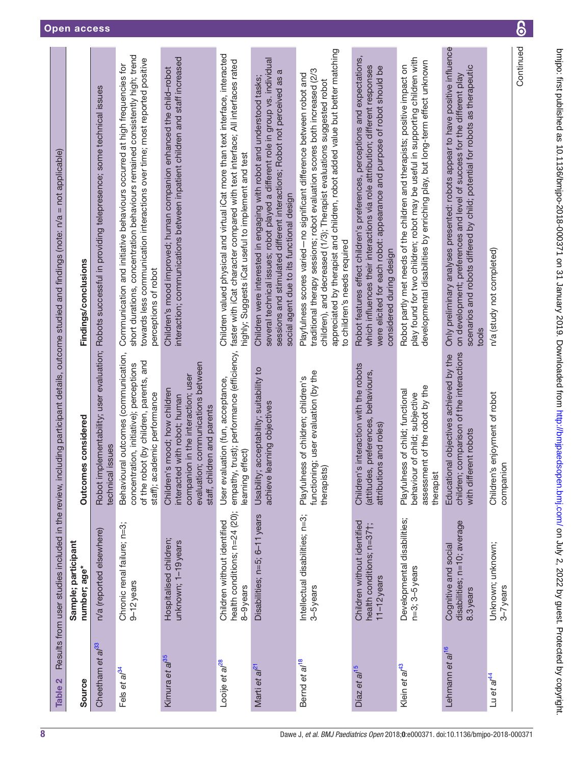**Table 2** Results from user studies included in the review, including participant details, outcome studied and findings (note: n/a = not applicable)

| Source | Sample; participant number; age* | Outcomes considered | Findings/conclusions |
|---|---|---|---|
| Cheetham *et al*[33] | n/a (reported elsewhere) | Robot implementability; user evaluation; technical issues | Robots successful in providing telepresence; some technical issues |
| Fels *et al*[34] | Chronic renal failure; n=3; 9–12 years | Behavioural outcomes (communication, concentration, initiative); perceptions of the robot (by children, parents, and staff); academic performance | Communication and initiative behaviours occurred at high frequencies for short durations, concentration behaviours remained consistently high; trend towards less communication interactions over time; most reported positive perceptions of robot |
| Kimura *et al*[35] | Hospitalised children; unknown; 1–19 years | Children's mood; how children interacted with robot; human companion in the interaction; user evaluation; communications between staff, children and parents | Children's mood improved; human companion enhanced the child–robot interaction; communications between inpatient children and staff increased |
| Looije *et al*[28] | Children without identified health conditions; n=24 (20); 8–9 years | User evaluation (fun, acceptance, empathy, trust); performance (efficiency, learning effect) | Children valued physical and virtual iCat more than text interface, interacted faster with iCat character compared with text interface; All interfaces rated highly; Suggests iCat useful to implement and test |
| Marti *et al*[21] | Disabilities; n=5; 6–11 years | Usability; acceptability; suitability to achieve learning objectives | Children were interested in engaging with robot and understood tasks; several technical issues; robot played a different role in group vs. individual sessions and stimulated different interactions; Robot not perceived as a social agent due to its functional design |
| Bernd *et al*[18] | Intellectual disabilities; n=3; 3–5 years | Playfulness of children; children's functioning; user evaluation (by the therapists) | Playfulness scores varied—no significant difference between robot and traditional therapy sessions; robot evaluation scores both increased (2/3 children), and decreased (1/3); Therapist evaluations suggested robot appreciated by therapist and children, robot added value but better matching to children's needs required |
| Díaz *et al*[15] | Children without identified health conditions; n=37†; 11–12 years | Children's interaction with the robots (attitudes, preferences, behaviours, attributions and roles) | Robot features effect children's preferences, perceptions and expectations, which influences their interactions via role attribution; different responses were elicited for each robot: appearance and purpose of robot should be considered during design |
| Klein *et al*[43] | Developmental disabilities; n=3; 3–5 years | Playfulness of child; functional behaviour of child; subjective assessment of the robot by the therapist | Robot partly met needs of the children and therapists; positive impact on play found for two children; robot may be useful in supporting children with developmental disabilities by enriching play, but long-term effect unknown |
| Lehmann *et al*[16] | Cognitive and social disabilities; n=10; average 8.3 years | Educational objectives achieved by the children; comparison of the interactions with different robots | Only preliminary analyses presented: robots appear to have positive influence on development; preferences and level of success for the different play scenarios and robots differed by child; potential for robots as therapeutic tools |
| Lu *et al*[44] | Unknown; unknown; 3–7 years | Children's enjoyment of robot companion | n/a (study not completed) |

Continued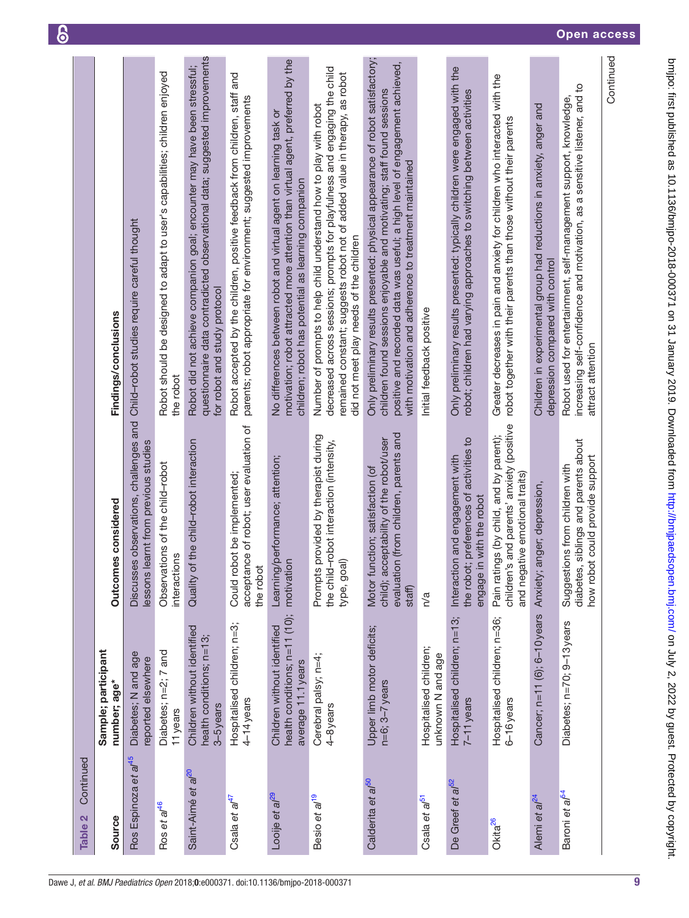**Table 2** Continued

| Source | Sample; participant number; age* | Outcomes considered | Findings/conclusions |
|---|---|---|---|
| Ros Espinoza *et al*[45] | Diabetes; N and age reported elsewhere | Discusses observations, challenges and lessons learnt from previous studies | Child–robot studies require careful thought |
| Ros *et al*[46] | Diabetes; n=2; 7 and 11 years | Observations of the child–robot interactions | Robot should be designed to adapt to user's capabilities; children enjoyed the robot |
| Saint-Aimé *et al*[20] | Children without identified health conditions; n=13; 3–5 years | Quality of the child–robot interaction | Robot did not achieve companion goal; encounter may have been stressful; questionnaire data contradicted observational data; suggested improvements for robot and study protocol |
| Csala *et al*[47] | Hospitalised children; n=3; 4–14 years | Could robot be implemented; acceptance of robot; user evaluation of the robot | Robot accepted by the children, positive feedback from children, staff and parents; robot appropriate for environment; suggested improvements |
| Looije *et al*[29] | Children without identified health conditions; n=11 (10); average 11.1 years | Learning/performance; attention; motivation | No differences between robot and virtual agent on learning task or motivation; robot attracted more attention than virtual agent, preferred by the children; robot has potential as learning companion |
| Besio *et al*[19] | Cerebral palsy; n=4; 4–8 years | Prompts provided by therapist during the child–robot interaction (intensity, type, goal) | Number of prompts to help child understand how to play with robot decreased across sessions; prompts for playfulness and engaging the child remained constant; suggests robot not of added value in therapy, as robot did not meet play needs of the children |
| Calderita *et al*[50] | Upper limb motor deficits; n=6; 3–7 years | Motor function; satisfaction (of child); acceptability of the robot/user evaluation (from children, parents and staff) | Only preliminary results presented: physical appearance of robot satisfactory; children found sessions enjoyable and motivating; staff found sessions positive and recorded data was useful; a high level of engagement achieved, with motivation and adherence to treatment maintained |
| Csala *et al*[51] | Hospitalised children; unknown N and age | n/a | Initial feedback positive |
| De Greef *et al*[52] | Hospitalised children; n=13; 7–11 years | Interaction and engagement with the robot; preferences of activities to engage in with the robot | Only preliminary results presented: typically children were engaged with the robot; children had varying approaches to switching between activities |
| Okita[26] | Hospitalised children; n=36; 6–16 years | Pain ratings (by child, and by parent); children's and parents' anxiety (positive and negative emotional traits) | Greater decreases in pain and anxiety for children who interacted with the robot together with their parents than those without their parents |
| Alemi *et al*[24] | Cancer; n=11 (6); 6–10 years | Anxiety; anger; depression, | Children in experimental group had reductions in anxiety, anger and depression compared with control |
| Baroni *et al*[54] | Diabetes; n=70; 9–13 years | Suggestions from children with diabetes, siblings and parents about how robot could provide support | Robot used for entertainment, self-management support, knowledge, increasing self-confidence and motivation, as a sensitive listener, and to attract attention |

Continued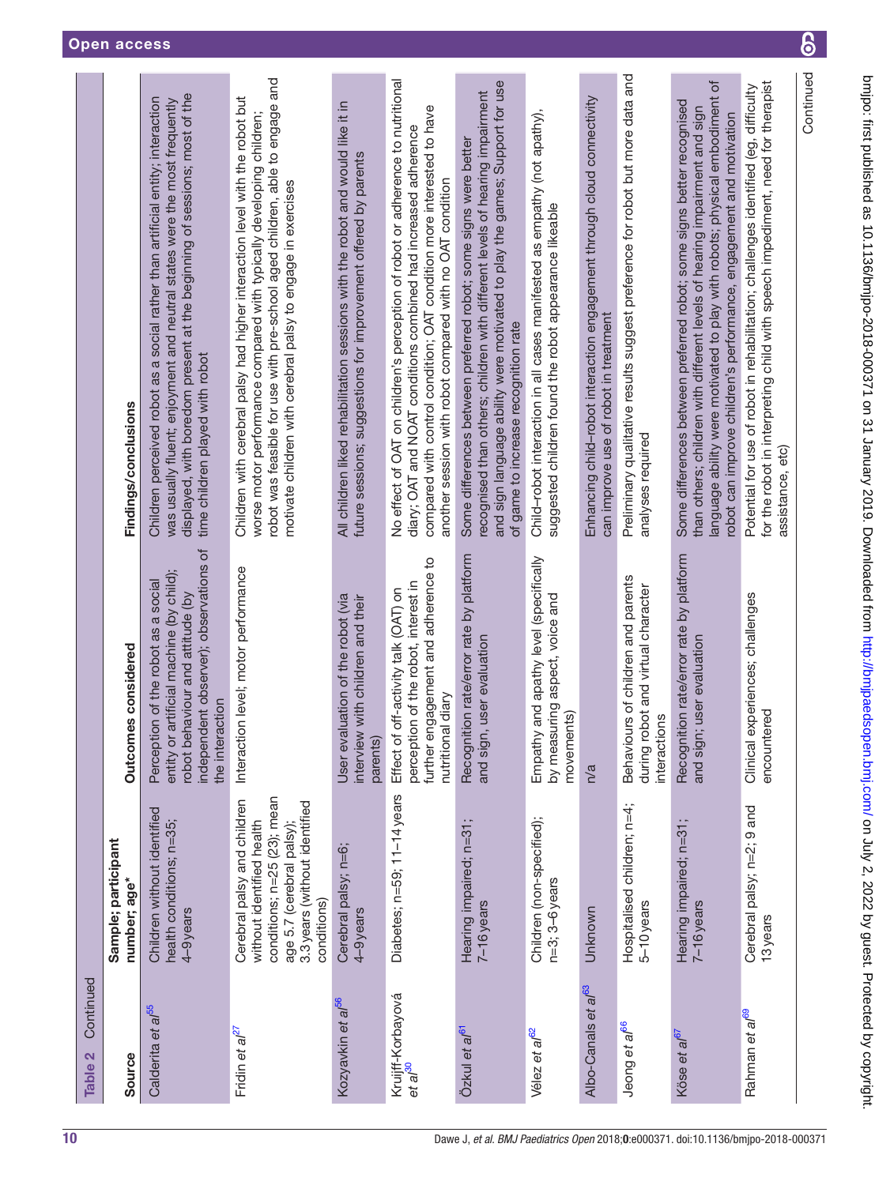**Table 2** Continued

| Source | Sample; participant number; age* | Outcomes considered | Findings/conclusions |
|---|---|---|---|
| Calderita *et al*[55] | Children without identified health conditions; n=35; 4–9 years | Perception of the robot as a social entity or artificial machine (by child); robot behaviour and attitude (by independent observer); observations of the interaction | Children perceived robot as a social rather than artificial entity; interaction was usually fluent; enjoyment and neutral states were the most frequently displayed, with boredom present at the beginning of sessions; most of the time children played with robot |
| Fridin *et al*[27] | Cerebral palsy and children without identified health conditions; n=25 (23); mean age 5.7 (cerebral palsy); 3.3 years (without identified conditions) | Interaction level; motor performance | Children with cerebral palsy had higher interaction level with the robot but worse motor performance compared with typically developing children; robot was feasible for use with pre-school aged children, able to engage and motivate children with cerebral palsy to engage in exercises |
| Kozyavkin *et al*[56] | Cerebral palsy; n=6; 4–9 years | User evaluation of the robot (via interview with children and their parents) | All children liked rehabilitation sessions with the robot and would like it in future sessions; suggestions for improvement offered by parents |
| Kruijff-Korbayová *et al*[30] | Diabetes; n=59; 11–14 years | Effect of off-activity talk (OAT) on perception of the robot, interest in further engagement and adherence to nutritional diary | No effect of OAT on children's perception of robot or adherence to nutritional diary; OAT and NOAT conditions combined had increased adherence compared with control condition; OAT condition more interested to have another session with robot compared with no OAT condition |
| Özkul *et al*[61] | Hearing impaired; n=31; 7–16 years | Recognition rate/error rate by platform and sign, user evaluation | Some differences between preferred robot; some signs were better recognised than others; children with different levels of hearing impairment and sign language ability were motivated to play the games; Support for use of game to increase recognition rate |
| Vélez *et al*[62] | Children (non-specified); n=3; 3–6 years | Empathy and apathy level (specifically by measuring aspect, voice and movements) | Child–robot interaction in all cases manifested as empathy (not apathy), suggested children found the robot appearance likeable |
| Albo-Canals *et al*[63] | Unknown | n/a | Enhancing child–robot interaction engagement through cloud connectivity can improve use of robot in treatment |
| Jeong *et al*[66] | Hospitalised children; n=4; 5–10 years | Behaviours of children and parents during robot and virtual character interactions | Preliminary qualitative results suggest preference for robot but more data and analyses required |
| Köse *et al*[67] | Hearing impaired; n=31; 7–16 years | Recognition rate/error rate by platform and sign; user evaluation | Some differences between preferred robot; some signs better recognised than others; children with different levels of hearing impairment and sign language ability were motivated to play with robots; physical embodiment of robot can improve children's performance, engagement and motivation |
| Rahman *et al*[69] | Cerebral palsy; n=2; 9 and 13 years | Clinical experiences; challenges encountered | Potential for use of robot in rehabilitation; challenges identified (eg, difficulty for the robot in interpreting child with speech impediment, need for therapist assistance, etc) |

Continued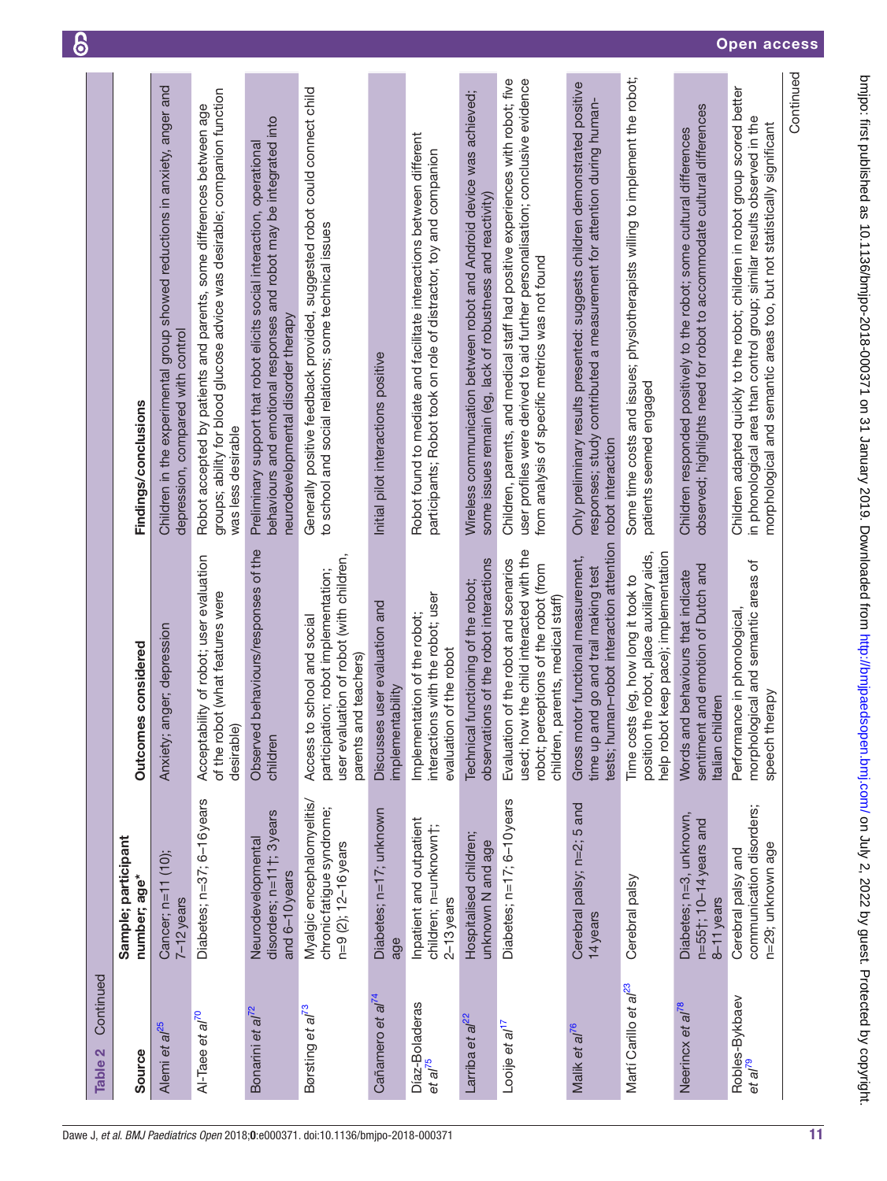**Table 2** Continued

| Source | Sample; participant number; age* | Outcomes considered | Findings/conclusions |
|---|---|---|---|
| Alemi *et al*[25] | Cancer; n=11 (10); 7–12 years | Anxiety; anger; depression | Children in the experimental group showed reductions in anxiety, anger and depression, compared with control |
| Al-Taee *et al*[70] | Diabetes; n=37; 6–16 years | Acceptability of robot; user evaluation of the robot (what features were desirable) | Robot accepted by patients and parents, some differences between age groups; ability for blood glucose advice was desirable; companion function was less desirable |
| Bonarini *et al*[72] | Neurodevelopmental disorders; n=11†; 3 years and 6–10 years | Observed behaviours/responses of the children | Preliminary support that robot elicits social interaction, operational behaviours and emotional responses and robot may be integrated into neurodevelopmental disorder therapy |
| Børsting *et al*[73] | Myalgic encephalomyelitis/chronic fatigue syndrome; n=9 (2); 12–16 years | Access to school and social participation; robot implementation; user evaluation of robot (with children, parents and teachers) | Generally positive feedback provided, suggested robot could connect child to school and social relations; some technical issues |
| Cañamero *et al*[74] | Diabetes; n=17; unknown age | Discusses user evaluation and implementability | Initial pilot interactions positive |
| Díaz-Boladeras *et al*[75] | Inpatient and outpatient children; n=unknown†; 2–13 years | Implementation of the robot; interactions with the robot; user evaluation of the robot | Robot found to mediate and facilitate interactions between different participants; Robot took on role of distractor, toy and companion |
| Larriba *et al*[22] | Hospitalised children; unknown N and age | Technical functioning of the robot; observations of the robot interactions | Wireless communication between robot and Android device was achieved; some issues remain (eg, lack of robustness and reactivity) |
| Looije *et al*[17] | Diabetes; n=17; 6–10 years | Evaluation of the robot and scenarios used; how the child interacted with the robot; perceptions of the robot (from children, parents, medical staff) | Children, parents, and medical staff had positive experiences with robot; five user profiles were derived to aid further personalisation; conclusive evidence from analysis of specific metrics was not found |
| Malik *et al*[76] | Cerebral palsy; n=2; 5 and 14 years | Gross motor functional measurement, time up and go and trail making test tests; human–robot interaction attention | Only preliminary results presented: suggests children demonstrated positive responses; study contributed a measurement for attention during human-robot interaction |
| Martí Carillo *et al*[23] | Cerebral palsy | Time costs (eg, how long it took to position the robot, place auxiliary aids, help robot keep pace); implementation | Some time costs and issues; physiotherapists willing to implement the robot; patients seemed engaged |
| Neerincx *et al*[78] | Diabetes; n=3, unknown, n=55†; 10–14 years and 8–11 years | Words and behaviours that indicate sentiment and emotion of Dutch and Italian children | Children responded positively to the robot; some cultural differences observed; highlights need for robot to accommodate cultural differences |
| Robles-Bykbaev *et al*[79] | Cerebral palsy and communication disorders; n=29; unknown age | Performance in phonological, morphological and semantic areas of speech therapy | Children adapted quickly to the robot; children in robot group scored better in phonological area than control group; similar results observed in the morphological and semantic areas too, but not statistically significant |

Continued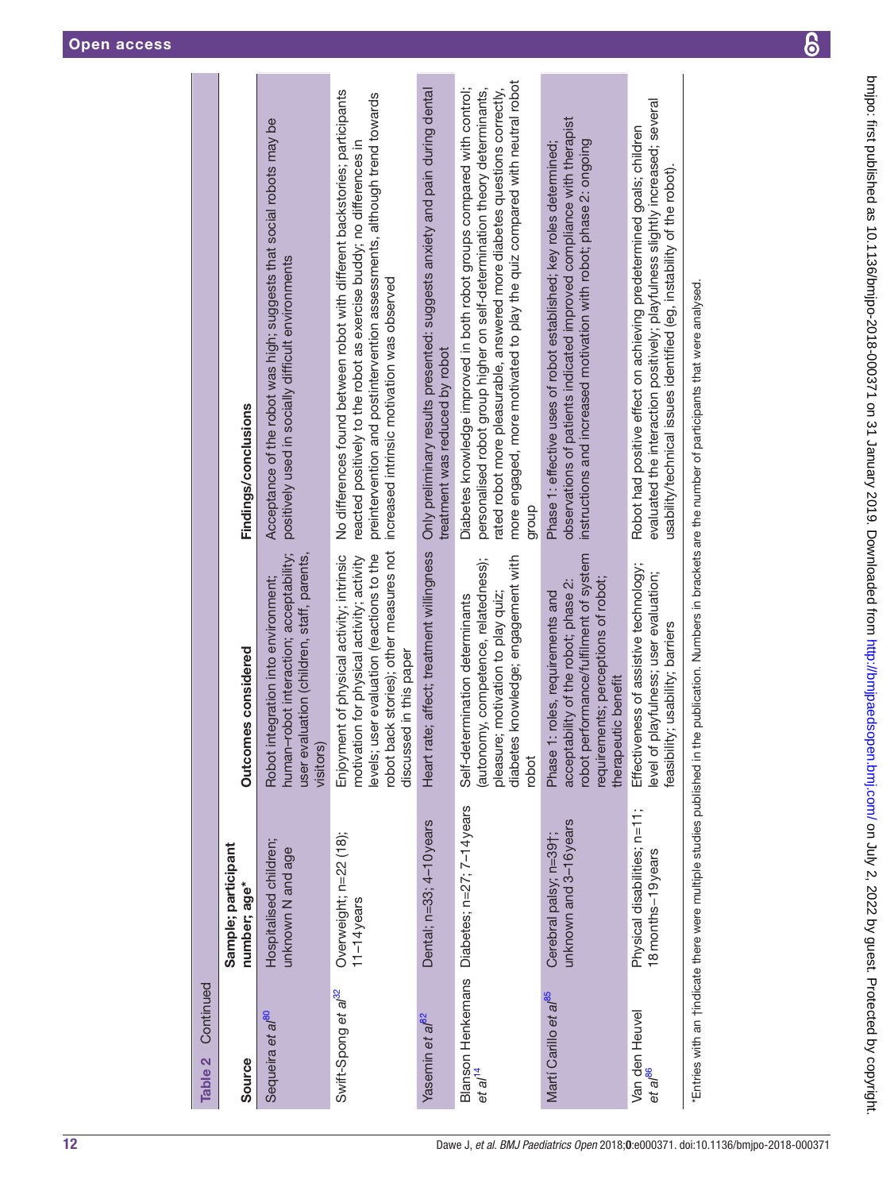**Table 2** Continued

| Source | Sample; participant number; age* | Outcomes considered | Findings/conclusions |
|---|---|---|---|
| Sequeira *et al*[80] | Hospitalised children; unknown N and age | Robot integration into environment; human–robot interaction; acceptability; user evaluation (children, staff, parents, visitors) | Acceptance of the robot was high; suggests that social robots may be positively used in socially difficult environments |
| Swift-Spong *et al*[32] | Overweight; n=22 (18); 11–14 years | Enjoyment of physical activity; intrinsic motivation for physical activity; activity levels; user evaluation (reactions to the robot back stories); other measures not discussed in this paper | No differences found between robot with different backstories; participants reacted positively to the robot as exercise buddy; no differences in preintervention and postintervention assessments, although trend towards increased intrinsic motivation was observed |
| Yasemin *et al*[82] | Dental; n=33; 4–10 years | Heart rate; affect; treatment willingness | Only preliminary results presented: suggests anxiety and pain during dental treatment was reduced by robot |
| Blanson Henkemans *et al*[14] | Diabetes; n=27; 7–14 years | Self-determination determinants (autonomy, competence, relatedness); pleasure; motivation to play quiz; diabetes knowledge; engagement with robot | Diabetes knowledge improved in both robot groups compared with control; personalised robot group higher on self-determination theory determinants, rated robot more pleasurable, answered more diabetes questions correctly, more engaged, more motivated to play the quiz compared with neutral robot group |
| Martí Carillo *et al*[85] | Cerebral palsy; n=39†; unknown and 3–16 years | Phase 1: roles, requirements and acceptability of the robot; phase 2: robot performance/fulfilment of system requirements; perceptions of robot; therapeutic benefit | Phase 1: effective uses of robot established; key roles determined; observations of patients indicated improved compliance with therapist instructions and increased motivation with robot; phase 2: ongoing |
| Van den Heuvel *et al*[86] | Physical disabilities; n=11; 18 months–19 years | Effectiveness of assistive technology; level of playfulness; user evaluation; feasibility; usability; barriers | Robot had positive effect on achieving predetermined goals; children evaluated the interaction positively; playfulness slightly increased; several usability/technical issues identified (eg, instability of the robot). |

*Entries with an †indicate there were multiple studies published in the publication. Numbers in brackets are the number of participants that were analysed.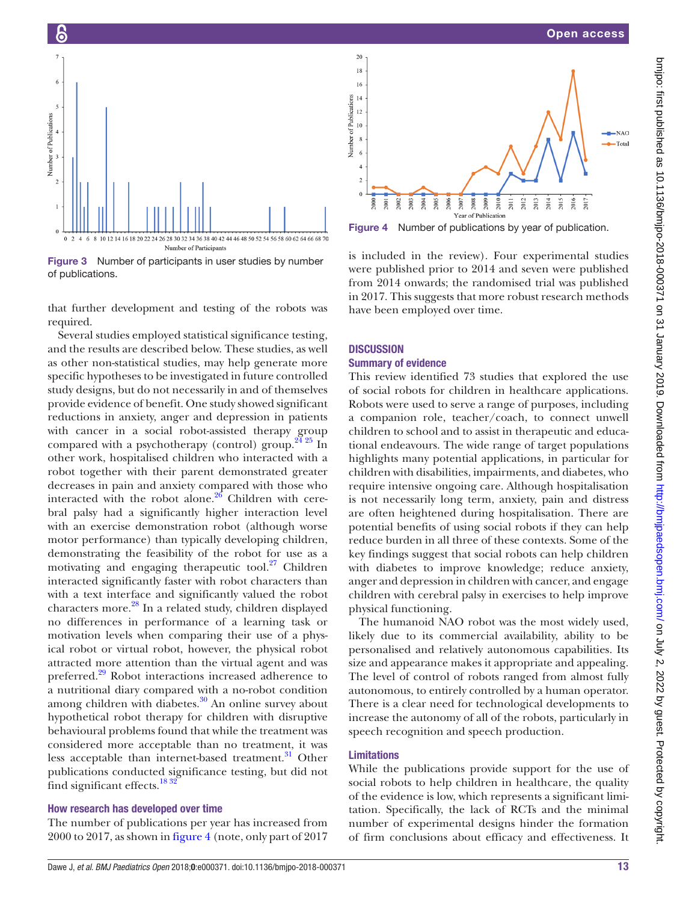Figure 3 Number of participants in user studies by number of publications.

Figure 4 Number of publications by year of publication.

that further development and testing of the robots was required.

Several studies employed statistical significance testing, and the results are described below. These studies, as well as other non-statistical studies, may help generate more specific hypotheses to be investigated in future controlled study designs, but do not necessarily in and of themselves provide evidence of benefit. One study showed significant reductions in anxiety, anger and depression in patients with cancer in a social robot-assisted therapy group compared with a psychotherapy (control) group.[24 25] In other work, hospitalised children who interacted with a robot together with their parent demonstrated greater decreases in pain and anxiety compared with those who interacted with the robot alone.[26] Children with cerebral palsy had a significantly higher interaction level with an exercise demonstration robot (although worse motor performance) than typically developing children, demonstrating the feasibility of the robot for use as a motivating and engaging therapeutic tool.[27] Children interacted significantly faster with robot characters than with a text interface and significantly valued the robot characters more.[28] In a related study, children displayed no differences in performance of a learning task or motivation levels when comparing their use of a physical robot or virtual robot, however, the physical robot attracted more attention than the virtual agent and was preferred.[29] Robot interactions increased adherence to a nutritional diary compared with a no-robot condition among children with diabetes.[30] An online survey about hypothetical robot therapy for children with disruptive behavioural problems found that while the treatment was considered more acceptable than no treatment, it was less acceptable than internet-based treatment.[31] Other publications conducted significance testing, but did not find significant effects.[18 32]

### How research has developed over time

The number of publications per year has increased from 2000 to 2017, as shown in figure 4 (note, only part of 2017 is included in the review). Four experimental studies were published prior to 2014 and seven were published from 2014 onwards; the randomised trial was published in 2017. This suggests that more robust research methods have been employed over time.

## DISCUSSION

### Summary of evidence

This review identified 73 studies that explored the use of social robots for children in healthcare applications. Robots were used to serve a range of purposes, including a companion role, teacher/coach, to connect unwell children to school and to assist in therapeutic and educational endeavours. The wide range of target populations highlights many potential applications, in particular for children with disabilities, impairments, and diabetes, who require intensive ongoing care. Although hospitalisation is not necessarily long term, anxiety, pain and distress are often heightened during hospitalisation. There are potential benefits of using social robots if they can help reduce burden in all three of these contexts. Some of the key findings suggest that social robots can help children with diabetes to improve knowledge; reduce anxiety, anger and depression in children with cancer, and engage children with cerebral palsy in exercises to help improve physical functioning.

The humanoid NAO robot was the most widely used, likely due to its commercial availability, ability to be personalised and relatively autonomous capabilities. Its size and appearance makes it appropriate and appealing. The level of control of robots ranged from almost fully autonomous, to entirely controlled by a human operator. There is a clear need for technological developments to increase the autonomy of all of the robots, particularly in speech recognition and speech production.

### Limitations

While the publications provide support for the use of social robots to help children in healthcare, the quality of the evidence is low, which represents a significant limitation. Specifically, the lack of RCTs and the minimal number of experimental designs hinder the formation of firm conclusions about efficacy and effectiveness. It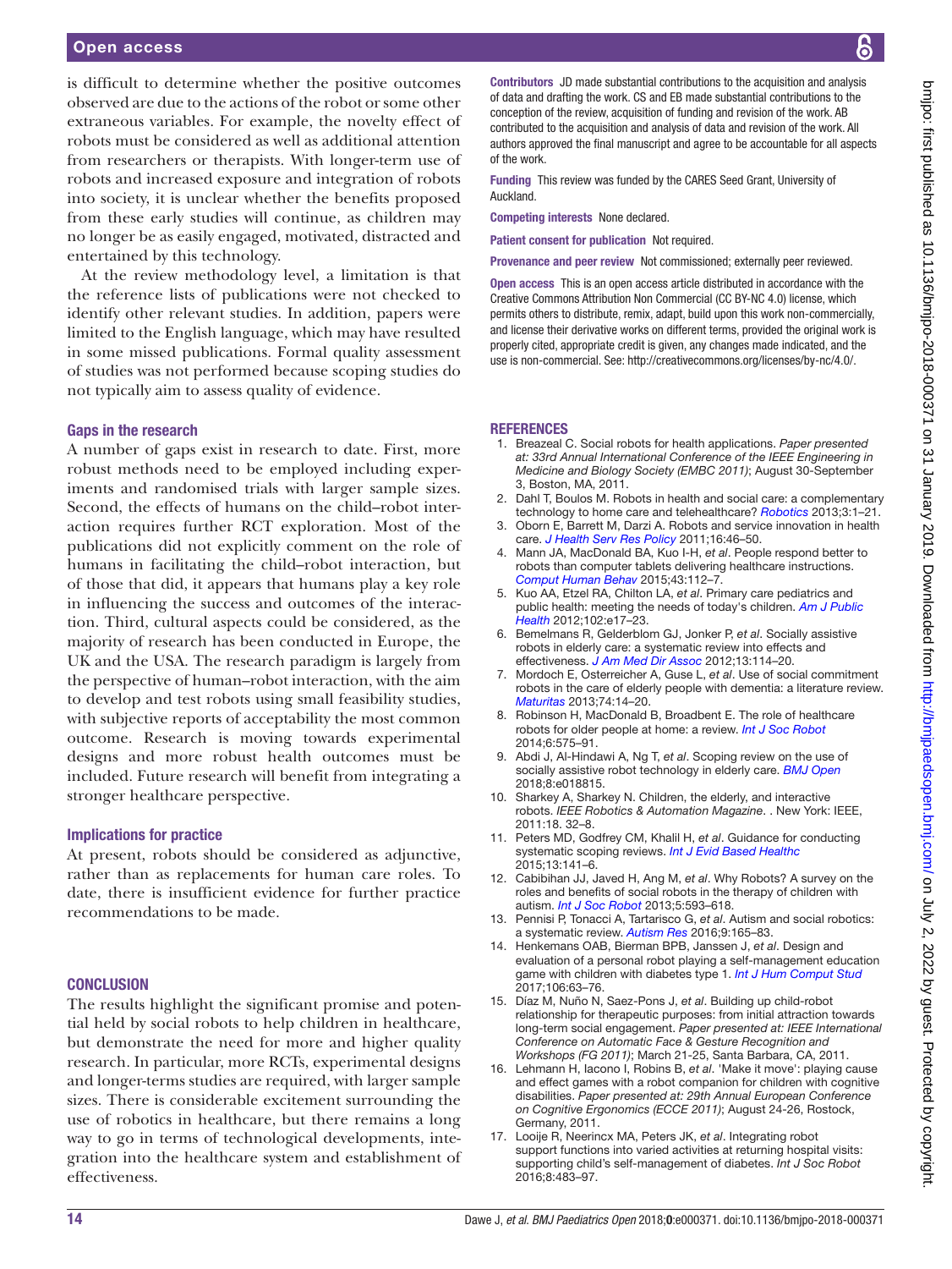is difficult to determine whether the positive outcomes observed are due to the actions of the robot or some other extraneous variables. For example, the novelty effect of robots must be considered as well as additional attention from researchers or therapists. With longer-term use of robots and increased exposure and integration of robots into society, it is unclear whether the benefits proposed from these early studies will continue, as children may no longer be as easily engaged, motivated, distracted and entertained by this technology.

At the review methodology level, a limitation is that the reference lists of publications were not checked to identify other relevant studies. In addition, papers were limited to the English language, which may have resulted in some missed publications. Formal quality assessment of studies was not performed because scoping studies do not typically aim to assess quality of evidence.

### Gaps in the research

A number of gaps exist in research to date. First, more robust methods need to be employed including experiments and randomised trials with larger sample sizes. Second, the effects of humans on the child–robot interaction requires further RCT exploration. Most of the publications did not explicitly comment on the role of humans in facilitating the child–robot interaction, but of those that did, it appears that humans play a key role in influencing the success and outcomes of the interaction. Third, cultural aspects could be considered, as the majority of research has been conducted in Europe, the UK and the USA. The research paradigm is largely from the perspective of human–robot interaction, with the aim to develop and test robots using small feasibility studies, with subjective reports of acceptability the most common outcome. Research is moving towards experimental designs and more robust health outcomes must be included. Future research will benefit from integrating a stronger healthcare perspective.

### Implications for practice

At present, robots should be considered as adjunctive, rather than as replacements for human care roles. To date, there is insufficient evidence for further practice recommendations to be made.

## CONCLUSION

The results highlight the significant promise and potential held by social robots to help children in healthcare, but demonstrate the need for more and higher quality research. In particular, more RCTs, experimental designs and longer-terms studies are required, with larger sample sizes. There is considerable excitement surrounding the use of robotics in healthcare, but there remains a long way to go in terms of technological developments, integration into the healthcare system and establishment of effectiveness.

**Contributors** JD made substantial contributions to the acquisition and analysis of data and drafting the work. CS and EB made substantial contributions to the conception of the review, acquisition of funding and revision of the work. AB contributed to the acquisition and analysis of data and revision of the work. All authors approved the final manuscript and agree to be accountable for all aspects of the work.

**Funding** This review was funded by the CARES Seed Grant, University of Auckland.

**Competing interests** None declared.

**Patient consent for publication** Not required.

**Provenance and peer review** Not commissioned; externally peer reviewed.

**Open access** This is an open access article distributed in accordance with the Creative Commons Attribution Non Commercial (CC BY-NC 4.0) license, which permits others to distribute, remix, adapt, build upon this work non-commercially, and license their derivative works on different terms, provided the original work is properly cited, appropriate credit is given, any changes made indicated, and the use is non-commercial. See: http://creativecommons.org/licenses/by-nc/4.0/.

## REFERENCES

1. Breazeal C. Social robots for health applications. *Paper presented at: 33rd Annual International Conference of the IEEE Engineering in Medicine and Biology Society (EMBC 2011)*; August 30-September 3, Boston, MA, 2011.
2. Dahl T, Boulos M. Robots in health and social care: a complementary technology to home care and telehealthcare? *Robotics* 2013;3:1–21.
3. Oborn E, Barrett M, Darzi A. Robots and service innovation in health care. *J Health Serv Res Policy* 2011;16:46–50.
4. Mann JA, MacDonald BA, Kuo I-H, *et al*. People respond better to robots than computer tablets delivering healthcare instructions. *Comput Human Behav* 2015;43:112–7.
5. Kuo AA, Etzel RA, Chilton LA, *et al*. Primary care pediatrics and public health: meeting the needs of today's children. *Am J Public Health* 2012;102:e17–23.
6. Bemelmans R, Gelderblom GJ, Jonker P, *et al*. Socially assistive robots in elderly care: a systematic review into effects and effectiveness. *J Am Med Dir Assoc* 2012;13:114–20.
7. Mordoch E, Osterreicher A, Guse L, *et al*. Use of social commitment robots in the care of elderly people with dementia: a literature review. *Maturitas* 2013;74:14–20.
8. Robinson H, MacDonald B, Broadbent E. The role of healthcare robots for older people at home: a review. *Int J Soc Robot* 2014;6:575–91.
9. Abdi J, Al-Hindawi A, Ng T, *et al*. Scoping review on the use of socially assistive robot technology in elderly care. *BMJ Open* 2018;8:e018815.
10. Sharkey A, Sharkey N. Children, the elderly, and interactive robots. *IEEE Robotics & Automation Magazine*. . New York: IEEE, 2011:18. 32–8.
11. Peters MD, Godfrey CM, Khalil H, *et al*. Guidance for conducting systematic scoping reviews. *Int J Evid Based Healthc* 2015;13:141–6.
12. Cabibihan JJ, Javed H, Ang M, *et al*. Why Robots? A survey on the roles and benefits of social robots in the therapy of children with autism. *Int J Soc Robot* 2013;5:593–618.
13. Pennisi P, Tonacci A, Tartarisco G, *et al*. Autism and social robotics: a systematic review. *Autism Res* 2016;9:165–83.
14. Henkemans OAB, Bierman BPB, Janssen J, *et al*. Design and evaluation of a personal robot playing a self-management education game with children with diabetes type 1. *Int J Hum Comput Stud* 2017;106:63–76.
15. Díaz M, Nuño N, Saez-Pons J, *et al*. Building up child-robot relationship for therapeutic purposes: from initial attraction towards long-term social engagement. *Paper presented at: IEEE International Conference on Automatic Face & Gesture Recognition and Workshops (FG 2011)*; March 21-25, Santa Barbara, CA, 2011.
16. Lehmann H, Iacono I, Robins B, *et al*. 'Make it move': playing cause and effect games with a robot companion for children with cognitive disabilities. *Paper presented at: 29th Annual European Conference on Cognitive Ergonomics (ECCE 2011)*; August 24-26, Rostock, Germany, 2011.
17. Looije R, Neerincx MA, Peters JK, *et al*. Integrating robot support functions into varied activities at returning hospital visits: supporting child's self-management of diabetes. *Int J Soc Robot* 2016;8:483–97.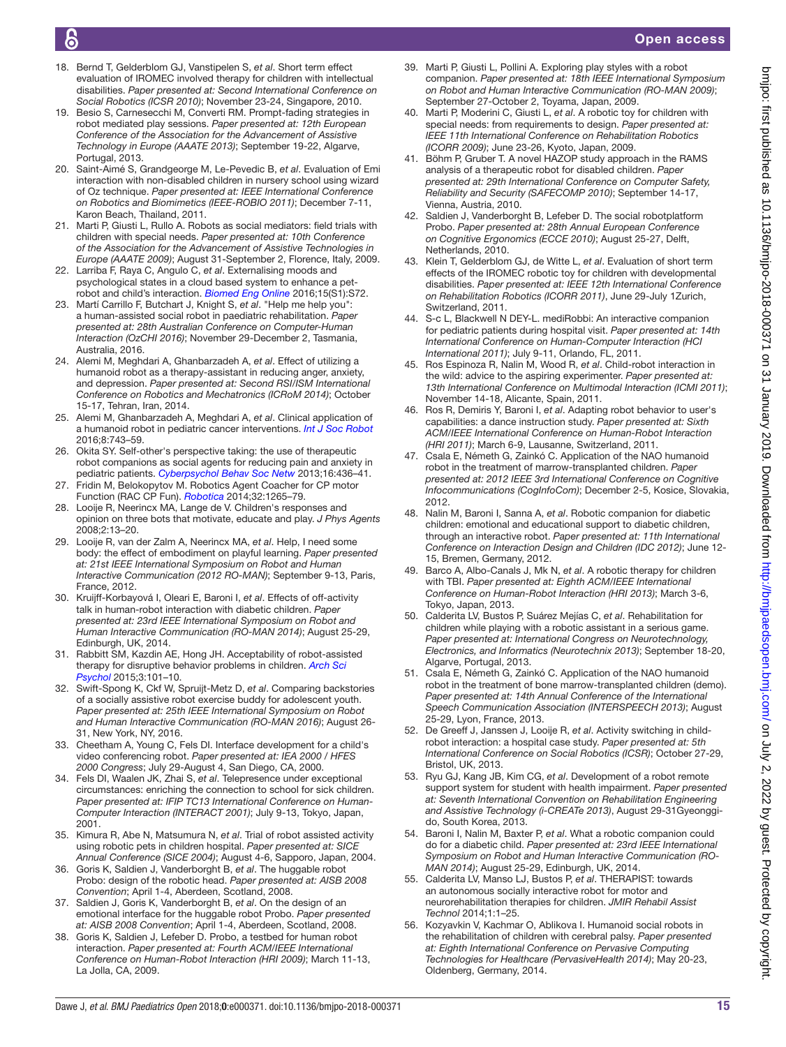18. Bernd T, Gelderblom GJ, Vanstipelen S, *et al*. Short term effect evaluation of IROMEC involved therapy for children with intellectual disabilities. *Paper presented at: Second International Conference on Social Robotics (ICSR 2010)*; November 23-24, Singapore, 2010.
19. Besio S, Carnesecchi M, Converti RM. Prompt-fading strategies in robot mediated play sessions. *Paper presented at: 12th European Conference of the Association for the Advancement of Assistive Technology in Europe (AAATE 2013)*; September 19-22, Algarve, Portugal, 2013.
20. Saint-Aimé S, Grandgeorge M, Le-Pevedic B, *et al*. Evaluation of Emi interaction with non-disabled children in nursery school using wizard of Oz technique. *Paper presented at: IEEE International Conference on Robotics and Biomimetics (IEEE-ROBIO 2011)*; December 7-11, Karon Beach, Thailand, 2011.
21. Marti P, Giusti L, Rullo A. Robots as social mediators: field trials with children with special needs. *Paper presented at: 10th Conference of the Association for the Advancement of Assistive Technologies in Europe (AAATE 2009)*; August 31-September 2, Florence, Italy, 2009.
22. Larriba F, Raya C, Angulo C, *et al*. Externalising moods and psychological states in a cloud based system to enhance a pet-robot and child's interaction. *Biomed Eng Online* 2016;15(S1):S72.
23. Martí Carrillo F, Butchart J, Knight S, *et al*. "Help me help you": a human-assisted social robot in paediatric rehabilitation. *Paper presented at: 28th Australian Conference on Computer-Human Interaction (OzCHI 2016)*; November 29-December 2, Tasmania, Australia, 2016.
24. Alemi M, Meghdari A, Ghanbarzadeh A, *et al*. Effect of utilizing a humanoid robot as a therapy-assistant in reducing anger, anxiety, and depression. *Paper presented at: Second RSI/ISM International Conference on Robotics and Mechatronics (ICRoM 2014)*; October 15-17, Tehran, Iran, 2014.
25. Alemi M, Ghanbarzadeh A, Meghdari A, *et al*. Clinical application of a humanoid robot in pediatric cancer interventions. *Int J Soc Robot* 2016;8:743–59.
26. Okita SY. Self-other's perspective taking: the use of therapeutic robot companions as social agents for reducing pain and anxiety in pediatric patients. *Cyberpsychol Behav Soc Netw* 2013;16:436–41.
27. Fridin M, Belokopytov M. Robotics Agent Coacher for CP motor Function (RAC CP Fun). *Robotica* 2014;32:1265–79.
28. Looije R, Neerincx MA, Lange de V. Children's responses and opinion on three bots that motivate, educate and play. *J Phys Agents* 2008;2:13–20.
29. Looije R, van der Zalm A, Neerincx MA, *et al*. Help, I need some body: the effect of embodiment on playful learning. *Paper presented at: 21st IEEE International Symposium on Robot and Human Interactive Communication (2012 RO-MAN)*; September 9-13, Paris, France, 2012.
30. Kruijff-Korbayová I, Oleari E, Baroni I, *et al*. Effects of off-activity talk in human-robot interaction with diabetic children. *Paper presented at: 23rd IEEE International Symposium on Robot and Human Interactive Communication (RO-MAN 2014)*; August 25-29, Edinburgh, UK, 2014.
31. Rabbitt SM, Kazdin AE, Hong JH. Acceptability of robot-assisted therapy for disruptive behavior problems in children. *Arch Sci Psychol* 2015;3:101–10.
32. Swift-Spong K, Ckf W, Spruijt-Metz D, *et al*. Comparing backstories of a socially assistive robot exercise buddy for adolescent youth. *Paper presented at: 25th IEEE International Symposium on Robot and Human Interactive Communication (RO-MAN 2016)*; August 26-31, New York, NY, 2016.
33. Cheetham A, Young C, Fels DI. Interface development for a child's video conferencing robot. *Paper presented at: IEA 2000 / HFES 2000 Congress*; July 29-August 4, San Diego, CA, 2000.
34. Fels DI, Waalen JK, Zhai S, *et al*. Telepresence under exceptional circumstances: enriching the connection to school for sick children. *Paper presented at: IFIP TC13 International Conference on Human-Computer Interaction (INTERACT 2001)*; July 9-13, Tokyo, Japan, 2001.
35. Kimura R, Abe N, Matsumura N, *et al*. Trial of robot assisted activity using robotic pets in children hospital. *Paper presented at: SICE Annual Conference (SICE 2004)*; August 4-6, Sapporo, Japan, 2004.
36. Goris K, Saldien J, Vanderborght B, *et al*. The huggable robot Probo: design of the robotic head. *Paper presented at: AISB 2008 Convention*; April 1-4, Aberdeen, Scotland, 2008.
37. Saldien J, Goris K, Vanderborght B, *et al*. On the design of an emotional interface for the huggable robot Probo. *Paper presented at: AISB 2008 Convention*; April 1-4, Aberdeen, Scotland, 2008.
38. Goris K, Saldien J, Lefeber D. Probo, a testbed for human robot interaction. *Paper presented at: Fourth ACM/IEEE International Conference on Human-Robot Interaction (HRI 2009)*; March 11-13, La Jolla, CA, 2009.
39. Marti P, Giusti L, Pollini A. Exploring play styles with a robot companion. *Paper presented at: 18th IEEE International Symposium on Robot and Human Interactive Communication (RO-MAN 2009)*; September 27-October 2, Toyama, Japan, 2009.
40. Marti P, Moderini C, Giusti L, *et al*. A robotic toy for children with special needs: from requirements to design. *Paper presented at: IEEE 11th International Conference on Rehabilitation Robotics (ICORR 2009)*; June 23-26, Kyoto, Japan, 2009.
41. Böhm P, Gruber T. A novel HAZOP study approach in the RAMS analysis of a therapeutic robot for disabled children. *Paper presented at: 29th International Conference on Computer Safety, Reliability and Security (SAFECOMP 2010)*; September 14-17, Vienna, Austria, 2010.
42. Saldien J, Vanderborght B, Lefeber D. The social robotplatform Probo. *Paper presented at: 28th Annual European Conference on Cognitive Ergonomics (ECCE 2010)*; August 25-27, Delft, Netherlands, 2010.
43. Klein T, Gelderblom GJ, de Witte L, *et al*. Evaluation of short term effects of the IROMEC robotic toy for children with developmental disabilities. *Paper presented at: IEEE 12th International Conference on Rehabilitation Robotics (ICORR 2011)*, June 29-July 1Zurich, Switzerland, 2011.
44. S-c L, Blackwell N DEY-L. mediRobbi: An interactive companion for pediatric patients during hospital visit. *Paper presented at: 14th International Conference on Human-Computer Interaction (HCI International 2011)*; July 9-11, Orlando, FL, 2011.
45. Ros Espinoza R, Nalin M, Wood R, *et al*. Child-robot interaction in the wild: advice to the aspiring experimenter. *Paper presented at: 13th International Conference on Multimodal Interaction (ICMI 2011)*; November 14-18, Alicante, Spain, 2011.
46. Ros R, Demiris Y, Baroni I, *et al*. Adapting robot behavior to user's capabilities: a dance instruction study. *Paper presented at: Sixth ACM/IEEE International Conference on Human-Robot Interaction (HRI 2011)*; March 6-9, Lausanne, Switzerland, 2011.
47. Csala E, Németh G, Zainkó C. Application of the NAO humanoid robot in the treatment of marrow-transplanted children. *Paper presented at: 2012 IEEE 3rd International Conference on Cognitive Infocommunications (CogInfoCom)*; December 2-5, Kosice, Slovakia, 2012.
48. Nalin M, Baroni I, Sanna A, *et al*. Robotic companion for diabetic children: emotional and educational support to diabetic children, through an interactive robot. *Paper presented at: 11th International Conference on Interaction Design and Children (IDC 2012)*; June 12-15, Bremen, Germany, 2012.
49. Barco A, Albo-Canals J, Mk N, *et al*. A robotic therapy for children with TBI. *Paper presented at: Eighth ACM/IEEE International Conference on Human-Robot Interaction (HRI 2013)*; March 3-6, Tokyo, Japan, 2013.
50. Calderita LV, Bustos P, Suárez Mejías C, *et al*. Rehabilitation for children while playing with a robotic assistant in a serious game. *Paper presented at: International Congress on Neurotechnology, Electronics, and Informatics (Neurotechnix 2013)*; September 18-20, Algarve, Portugal, 2013.
51. Csala E, Németh G, Zainkó C. Application of the NAO humanoid robot in the treatment of bone marrow-transplanted children (demo). *Paper presented at: 14th Annual Conference of the International Speech Communication Association (INTERSPEECH 2013)*; August 25-29, Lyon, France, 2013.
52. De Greeff J, Janssen J, Looije R, *et al*. Activity switching in child-robot interaction: a hospital case study. *Paper presented at: 5th International Conference on Social Robotics (ICSR)*; October 27-29, Bristol, UK, 2013.
53. Ryu GJ, Kang JB, Kim CG, *et al*. Development of a robot remote support system for student with health impairment. *Paper presented at: Seventh International Convention on Rehabilitation Engineering and Assistive Technology (i-CREATe 2013)*, August 29-31Gyeonggi-do, South Korea, 2013.
54. Baroni I, Nalin M, Baxter P, *et al*. What a robotic companion could do for a diabetic child. *Paper presented at: 23rd IEEE International Symposium on Robot and Human Interactive Communication (RO-MAN 2014)*; August 25-29, Edinburgh, UK, 2014.
55. Calderita LV, Manso LJ, Bustos P, *et al*. THERAPIST: towards an autonomous socially interactive robot for motor and neurorehabilitation therapies for children. *JMIR Rehabil Assist Technol* 2014;1:1–25.
56. Kozyavkin V, Kachmar O, Ablikova I. Humanoid social robots in the rehabilitation of children with cerebral palsy. *Paper presented at: Eighth International Conference on Pervasive Computing Technologies for Healthcare (PervasiveHealth 2014)*; May 20-23, Oldenberg, Germany, 2014.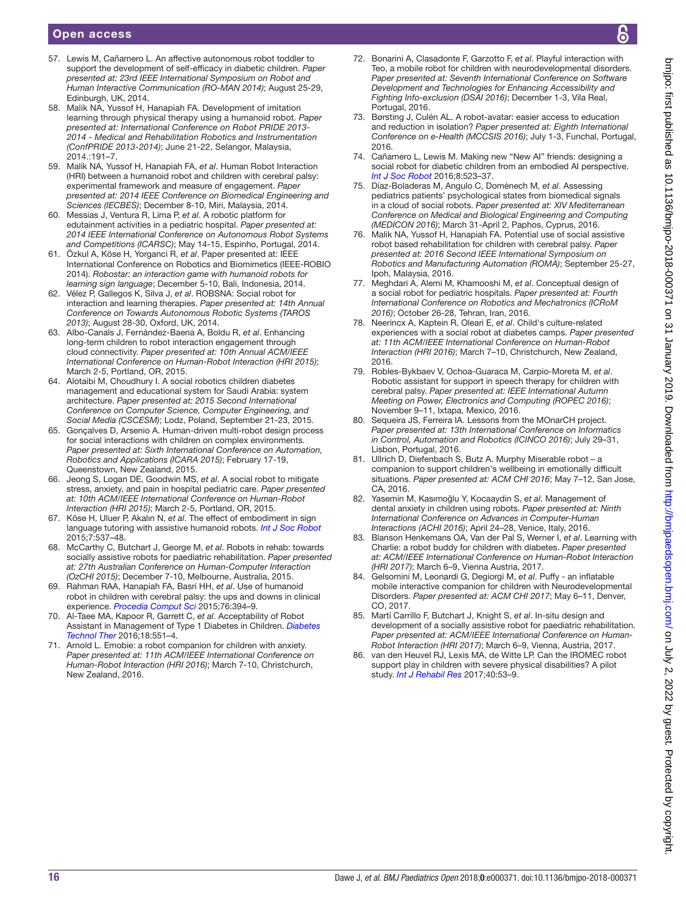57. Lewis M, Cañamero L. An affective autonomous robot toddler to support the development of self-efficacy in diabetic children. *Paper presented at: 23rd IEEE International Symposium on Robot and Human Interactive Communication (RO-MAN 2014)*; August 25-29, Edinburgh, UK, 2014.
58. Malik NA, Yussof H, Hanapiah FA. Development of imitation learning through physical therapy using a humanoid robot. *Paper presented at: International Conference on Robot PRIDE 2013-2014 - Medical and Rehabilitation Robotics and Instrumentation (ConfPRIDE 2013-2014)*; June 21-22, Selangor, Malaysia, 2014.:191–7.
59. Malik NA, Yussof H, Hanapiah FA, *et al*. Human Robot Interaction (HRI) between a humanoid robot and children with cerebral palsy: experimental framework and measure of engagement. *Paper presented at: 2014 IEEE Conference on Biomedical Engineering and Sciences (IECBES)*; December 8-10, Miri, Malaysia, 2014.
60. Messias J, Ventura R, Lima P, *et al*. A robotic platform for edutainment activities in a pediatric hospital. *Paper presented at: 2014 IEEE International Conference on Autonomous Robot Systems and Competitions (ICARSC)*; May 14-15, Espinho, Portugal, 2014.
61. Özkul A, Köse H, Yorganci R, *et al*. Paper presented at: IEEE International Conference on Robotics and Biomimetics (IEEE-ROBIO 2014). *Robostar: an interaction game with humanoid robots for learning sign language*; December 5-10, Bali, Indonesia, 2014.
62. Vélez P, Gallegos K, Silva J, *et al*. ROBSNA: Social robot for interaction and learning therapies. *Paper presented at: 14th Annual Conference on Towards Autonomous Robotic Systems (TAROS 2013)*; August 28-30, Oxford, UK, 2014.
63. Albo-Canals J, Fernández-Baena A, Boldu R, *et al*. Enhancing long-term children to robot interaction engagement through cloud connectivity. *Paper presented at: 10th Annual ACM/IEEE International Conference on Human-Robot Interaction (HRI 2015)*; March 2-5, Portland, OR, 2015.
64. Alotaibi M, Choudhury I. A social robotics children diabetes management and educational system for Saudi Arabia: system architecture. *Paper presented at: 2015 Second International Conference on Computer Science, Computer Engineering, and Social Media (CSCESM)*; Lodz, Poland, September 21-23, 2015.
65. Gonçalves D, Arsenio A. Human-driven multi-robot design process for social interactions with children on complex environments. *Paper presented at: Sixth International Conference on Automation, Robotics and Applications (ICARA 2015)*; February 17-19, Queenstown, New Zealand, 2015.
66. Jeong S, Logan DE, Goodwin MS, *et al*. A social robot to mitigate stress, anxiety, and pain in hospital pediatric care. *Paper presented at: 10th ACM/IEEE International Conference on Human-Robot Interaction (HRI 2015)*; March 2-5, Portland, OR, 2015.
67. Köse H, Uluer P, Akalın N, *et al*. The effect of embodiment in sign language tutoring with assistive humanoid robots. *Int J Soc Robot* 2015;7:537–48.
68. McCarthy C, Butchart J, George M, *et al*. Robots in rehab: towards socially assistive robots for paediatric rehabilitation. *Paper presented at: 27th Australian Conference on Human-Computer Interaction (OzCHI 2015)*; December 7-10, Melbourne, Australia, 2015.
69. Rahman RAA, Hanapiah FA, Basri HH, *et al*. Use of humanoid robot in children with cerebral palsy: the ups and downs in clinical experience. *Procedia Comput Sci* 2015;76:394–9.
70. Al-Taee MA, Kapoor R, Garrett C, *et al*. Acceptability of Robot Assistant in Management of Type 1 Diabetes in Children. *Diabetes Technol Ther* 2016;18:551–4.
71. Arnold L. Emobie: a robot companion for children with anxiety. *Paper presented at: 11th ACM/IEEE International Conference on Human-Robot Interaction (HRI 2016)*; March 7-10, Christchurch, New Zealand, 2016.
72. Bonarini A, Clasadonte F, Garzotto F, *et al*. Playful interaction with Teo, a mobile robot for children with neurodevelopmental disorders. *Paper presented at: Seventh International Conference on Software Development and Technologies for Enhancing Accessibility and Fighting Info-exclusion (DSAI 2016)*; December 1-3, Vila Real, Portugal, 2016.
73. Børsting J, Culén AL. A robot-avatar: easier access to education and reduction in isolation? *Paper presented at: Eighth International Conference on e-Health (MCCSIS 2016)*; July 1-3, Funchal, Portugal, 2016.
74. Cañamero L, Lewis M. Making new "New AI" friends: designing a social robot for diabetic children from an embodied AI perspective. *Int J Soc Robot* 2016;8:523–37.
75. Díaz-Boladeras M, Angulo C, Domènech M, *et al*. Assessing pediatrics patients' psychological states from biomedical signals in a cloud of social robots. *Paper presented at: XIV Mediterranean Conference on Medical and Biological Engineering and Computing (MEDICON 2016)*; March 31-April 2, Paphos, Cyprus, 2016.
76. Malik NA, Yussof H, Hanapiah FA. Potential use of social assistive robot based rehabilitation for children with cerebral palsy. *Paper presented at: 2016 Second IEEE International Symposium on Robotics and Manufacturing Automation (ROMA)*; September 25-27, Ipoh, Malaysia, 2016.
77. Meghdari A, Alemi M, Khamooshi M, *et al*. Conceptual design of a social robot for pediatric hospitals. *Paper presented at: Fourth International Conference on Robotics and Mechatronics (ICRoM 2016)*; October 26-28, Tehran, Iran, 2016.
78. Neerincx A, Kaptein R, Oleari E, *et al*. Child's culture-related experiences with a social robot at diabetes camps. *Paper presented at: 11th ACM/IEEE International Conference on Human-Robot Interaction (HRI 2016)*; March 7–10, Christchurch, New Zealand, 2016.
79. Robles-Bykbaev V, Ochoa-Guaraca M, Carpio-Moreta M, *et al*. Robotic assistant for support in speech therapy for children with cerebral palsy. *Paper presented at: IEEE International Autumn Meeting on Power, Electronics and Computing (ROPEC 2016)*; November 9–11, Ixtapa, Mexico, 2016.
80. Sequeira JS, Ferreira IA. Lessons from the MOnarCH project. *Paper presented at: 13th International Conference on Informatics in Control, Automation and Robotics (ICINCO 2016)*; July 29–31, Lisbon, Portugal, 2016.
81. Ullrich D, Diefenbach S, Butz A. Murphy Miserable robot – a companion to support children's wellbeing in emotionally difficult situations. *Paper presented at: ACM CHI 2016*; May 7–12, San Jose, CA, 2016.
82. Yasemin M, Kasımoğlu Y, Kocaaydin S, *et al*. Management of dental anxiety in children using robots. *Paper presented at: Ninth International Conference on Advances in Computer-Human Interactions (ACHI 2016)*; April 24–28, Venice, Italy, 2016.
83. Blanson Henkemans OA, Van der Pal S, Werner I, *et al*. Learning with Charlie: a robot buddy for children with diabetes. *Paper presented at: ACM/IEEE International Conference on Human-Robot Interaction (HRI 2017)*; March 6–9, Vienna Austria, 2017.
84. Gelsomini M, Leonardi G, Degiorgi M, *et al*. Puffy - an inflatable mobile interactive companion for children with Neurodevelopmental Disorders. *Paper presented at: ACM CHI 2017*; May 6–11, Denver, CO, 2017.
85. Martí Carrillo F, Butchart J, Knight S, *et al*. In-situ design and development of a socially assistive robot for paediatric rehabilitation. *Paper presented at: ACM/IEEE International Conference on Human-Robot Interaction (HRI 2017)*; March 6–9, Vienna, Austria, 2017.
86. van den Heuvel RJ, Lexis MA, de Witte LP. Can the IROMEC robot support play in children with severe physical disabilities? A pilot study. *Int J Rehabil Res* 2017;40:53–9.